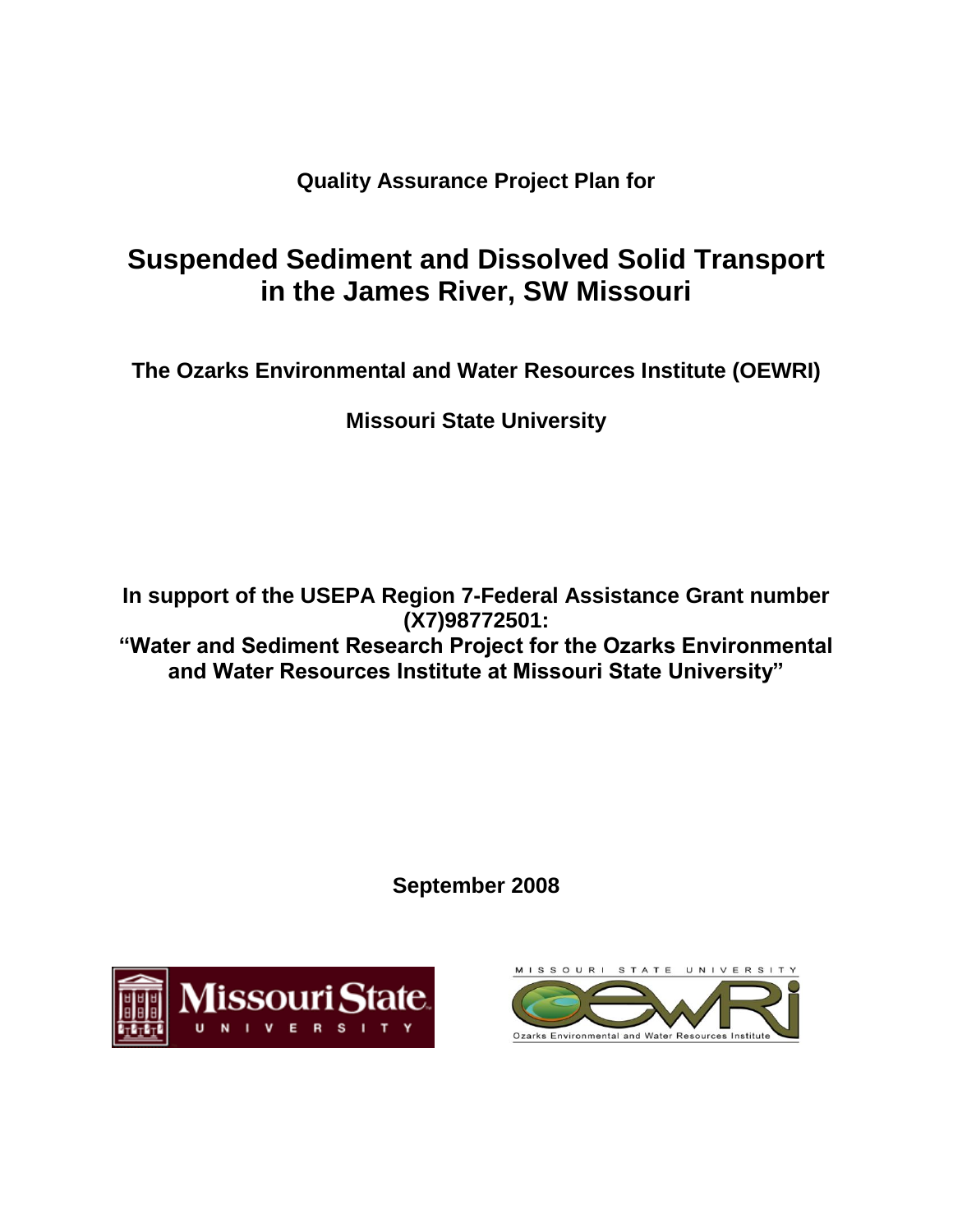**Quality Assurance Project Plan for**

# Suspended Sediment and Dissolved Solid Transport in the James River, SW Missouri

**The Ozarks Environmental and Water Resources Institute (OEWRI)**

**Missouri State University**

**In support of the USEPA Region 7-Federal Assistance Grant number (X7)98772501:**
**"Water and Sediment Research Project for the Ozarks Environmental and Water Resources Institute at Missouri State University"**

**September 2008**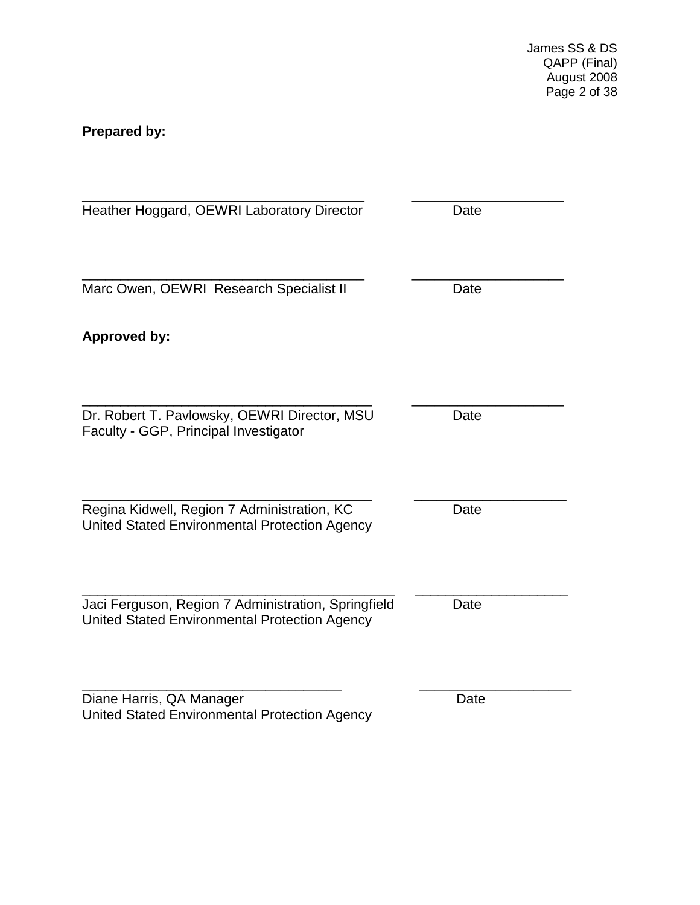**Prepared by:**

\_\_\_\_\_\_\_\_\_\_\_\_\_\_\_\_\_\_\_\_\_\_\_\_\_\_\_\_\_\_\_\_\_\_\_\_\_\_ \_\_\_\_\_\_\_\_\_\_\_\_\_\_\_\_\_\_\_\_
Heather Hoggard, OEWRI Laboratory Director Date

\_\_\_\_\_\_\_\_\_\_\_\_\_\_\_\_\_\_\_\_\_\_\_\_\_\_\_\_\_\_\_\_\_\_\_\_\_\_ \_\_\_\_\_\_\_\_\_\_\_\_\_\_\_\_\_\_\_\_
Marc Owen, OEWRI Research Specialist II Date

**Approved by:**

\_\_\_\_\_\_\_\_\_\_\_\_\_\_\_\_\_\_\_\_\_\_\_\_\_\_\_\_\_\_\_\_\_\_\_\_\_\_ \_\_\_\_\_\_\_\_\_\_\_\_\_\_\_\_\_\_\_\_
Dr. Robert T. Pavlowsky, OEWRI Director, MSU Date
Faculty - GGP, Principal Investigator

\_\_\_\_\_\_\_\_\_\_\_\_\_\_\_\_\_\_\_\_\_\_\_\_\_\_\_\_\_\_\_\_\_\_\_\_\_\_ \_\_\_\_\_\_\_\_\_\_\_\_\_\_\_\_\_\_\_\_
Regina Kidwell, Region 7 Administration, KC Date
United Stated Environmental Protection Agency

\_\_\_\_\_\_\_\_\_\_\_\_\_\_\_\_\_\_\_\_\_\_\_\_\_\_\_\_\_\_\_\_\_\_\_\_\_\_\_\_\_\_ \_\_\_\_\_\_\_\_\_\_\_\_\_\_\_\_\_\_\_\_
Jaci Ferguson, Region 7 Administration, Springfield Date
United Stated Environmental Protection Agency

\_\_\_\_\_\_\_\_\_\_\_\_\_\_\_\_\_\_\_\_\_\_\_\_\_\_\_\_\_\_\_\_\_\_\_ \_\_\_\_\_\_\_\_\_\_\_\_\_\_\_\_\_\_\_\_
Diane Harris, QA Manager Date
United Stated Environmental Protection Agency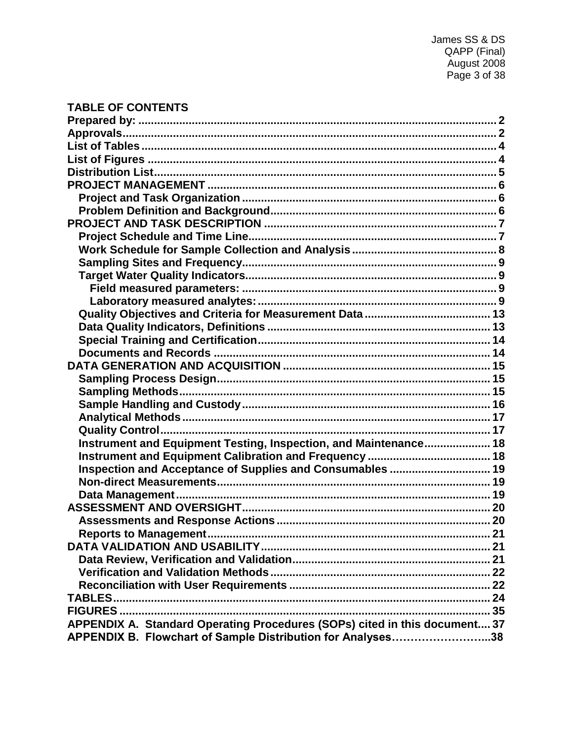# TABLE OF CONTENTS

- **Prepared by:** .......... 2
- **Approvals** .......... 2
- **List of Tables** .......... 4
- **List of Figures** .......... 4
- **Distribution List** .......... 5
- **PROJECT MANAGEMENT** .......... 6
  - **Project and Task Organization** .......... 6
  - **Problem Definition and Background** .......... 6
- **PROJECT AND TASK DESCRIPTION** .......... 7
  - **Project Schedule and Time Line** .......... 7
  - **Work Schedule for Sample Collection and Analysis** .......... 8
  - **Sampling Sites and Frequency** .......... 9
  - **Target Water Quality Indicators** .......... 9
    - **Field measured parameters:** .......... 9
    - **Laboratory measured analytes:** .......... 9
  - **Quality Objectives and Criteria for Measurement Data** .......... 13
  - **Data Quality Indicators, Definitions** .......... 13
  - **Special Training and Certification** .......... 14
  - **Documents and Records** .......... 14
- **DATA GENERATION AND ACQUISITION** .......... 15
  - **Sampling Process Design** .......... 15
  - **Sampling Methods** .......... 15
  - **Sample Handling and Custody** .......... 16
  - **Analytical Methods** .......... 17
  - **Quality Control** .......... 17
  - **Instrument and Equipment Testing, Inspection, and Maintenance** .......... 18
  - **Instrument and Equipment Calibration and Frequency** .......... 18
  - **Inspection and Acceptance of Supplies and Consumables** .......... 19
  - **Non-direct Measurements** .......... 19
  - **Data Management** .......... 19
- **ASSESSMENT AND OVERSIGHT** .......... 20
  - **Assessments and Response Actions** .......... 20
  - **Reports to Management** .......... 21
- **DATA VALIDATION AND USABILITY** .......... 21
  - **Data Review, Verification and Validation** .......... 21
  - **Verification and Validation Methods** .......... 22
  - **Reconciliation with User Requirements** .......... 22
- **TABLES** .......... 24
- **FIGURES** .......... 35
- **APPENDIX A. Standard Operating Procedures (SOPs) cited in this document** .......... 37
- **APPENDIX B. Flowchart of Sample Distribution for Analyses** .......... 38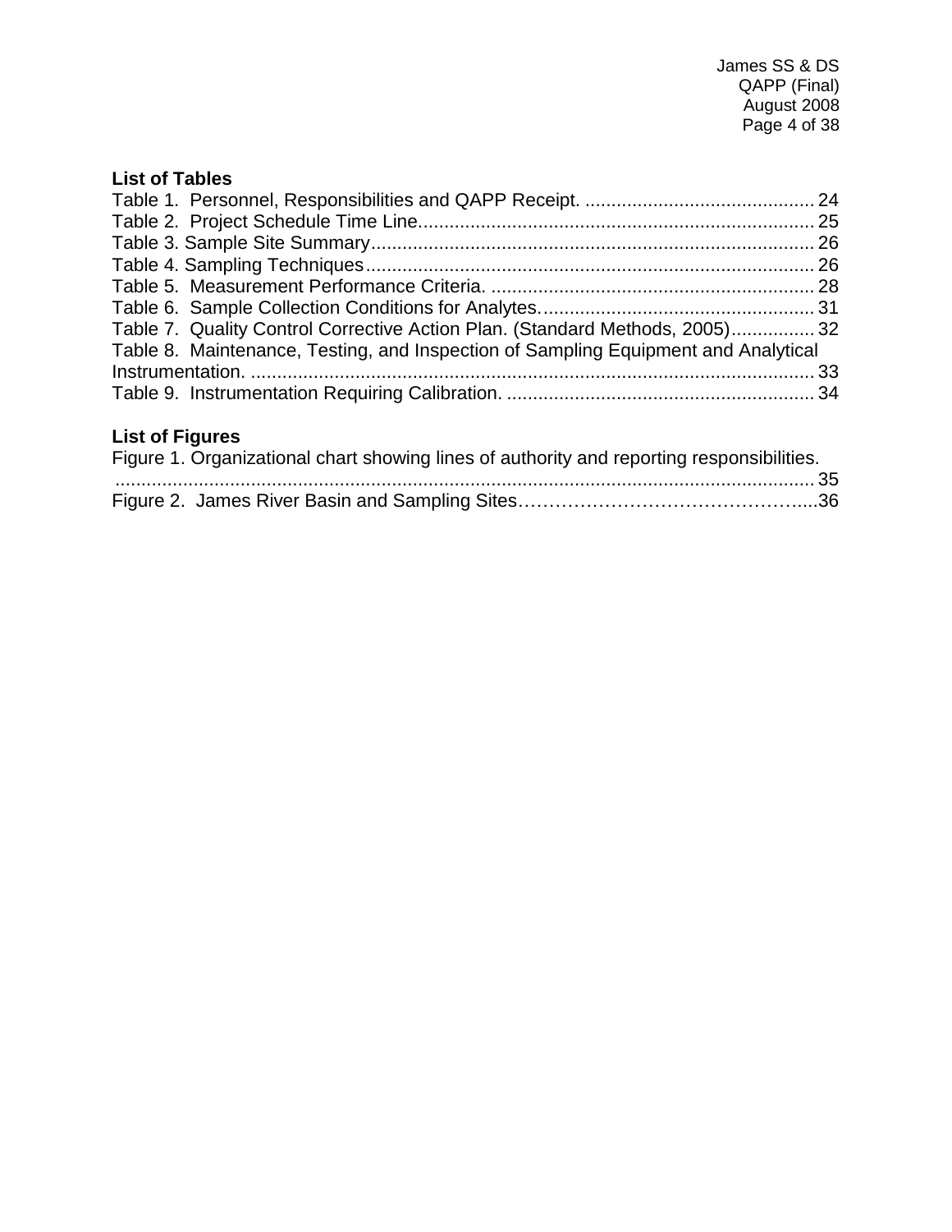## List of Tables

Table 1. Personnel, Responsibilities and QAPP Receipt. ........................................... 24
Table 2. Project Schedule Time Line........................................................................... 25
Table 3. Sample Site Summary.................................................................................... 26
Table 4. Sampling Techniques..................................................................................... 26
Table 5. Measurement Performance Criteria. ............................................................. 28
Table 6. Sample Collection Conditions for Analytes.................................................... 31
Table 7. Quality Control Corrective Action Plan. (Standard Methods, 2005)................ 32
Table 8. Maintenance, Testing, and Inspection of Sampling Equipment and Analytical Instrumentation. ........................................................................................................... 33
Table 9. Instrumentation Requiring Calibration. .......................................................... 34

## List of Figures

Figure 1. Organizational chart showing lines of authority and reporting responsibilities. ...................................................................................................................................... 35
Figure 2. James River Basin and Sampling Sites…………………………………….....36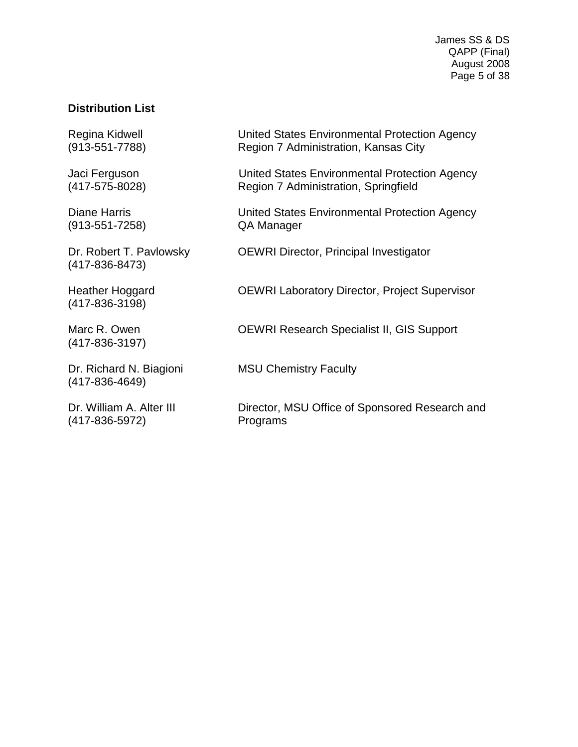## Distribution List

| | |
|---|---|
| Regina Kidwell<br>(913-551-7788) | United States Environmental Protection Agency<br>Region 7 Administration, Kansas City |
| Jaci Ferguson<br>(417-575-8028) | United States Environmental Protection Agency<br>Region 7 Administration, Springfield |
| Diane Harris<br>(913-551-7258) | United States Environmental Protection Agency<br>QA Manager |
| Dr. Robert T. Pavlowsky<br>(417-836-8473) | OEWRI Director, Principal Investigator |
| Heather Hoggard<br>(417-836-3198) | OEWRI Laboratory Director, Project Supervisor |
| Marc R. Owen<br>(417-836-3197) | OEWRI Research Specialist II, GIS Support |
| Dr. Richard N. Biagioni<br>(417-836-4649) | MSU Chemistry Faculty |
| Dr. William A. Alter III<br>(417-836-5972) | Director, MSU Office of Sponsored Research and Programs |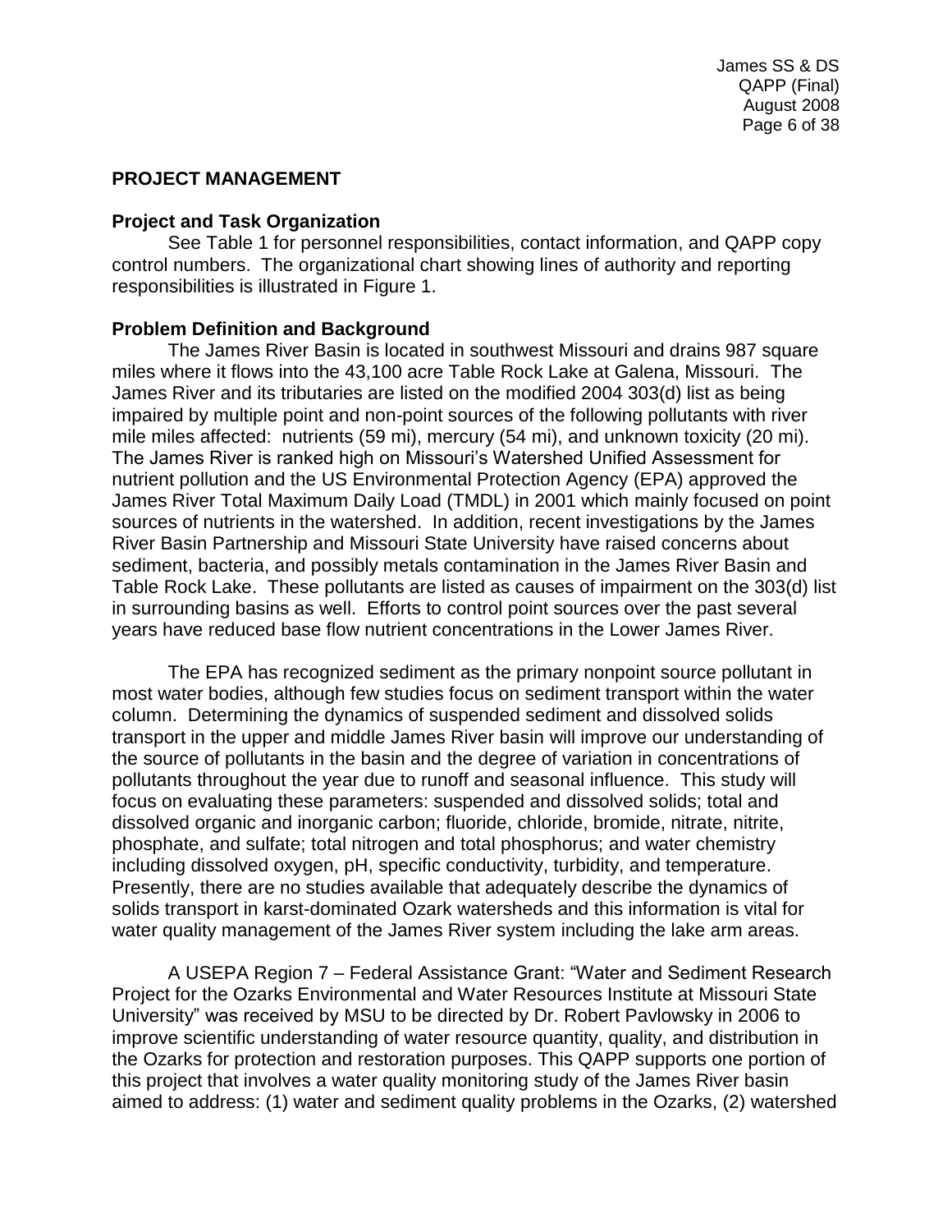## PROJECT MANAGEMENT

### Project and Task Organization

See Table 1 for personnel responsibilities, contact information, and QAPP copy control numbers. The organizational chart showing lines of authority and reporting responsibilities is illustrated in Figure 1.

### Problem Definition and Background

The James River Basin is located in southwest Missouri and drains 987 square miles where it flows into the 43,100 acre Table Rock Lake at Galena, Missouri. The James River and its tributaries are listed on the modified 2004 303(d) list as being impaired by multiple point and non-point sources of the following pollutants with river mile miles affected: nutrients (59 mi), mercury (54 mi), and unknown toxicity (20 mi). The James River is ranked high on Missouri's Watershed Unified Assessment for nutrient pollution and the US Environmental Protection Agency (EPA) approved the James River Total Maximum Daily Load (TMDL) in 2001 which mainly focused on point sources of nutrients in the watershed. In addition, recent investigations by the James River Basin Partnership and Missouri State University have raised concerns about sediment, bacteria, and possibly metals contamination in the James River Basin and Table Rock Lake. These pollutants are listed as causes of impairment on the 303(d) list in surrounding basins as well. Efforts to control point sources over the past several years have reduced base flow nutrient concentrations in the Lower James River.

The EPA has recognized sediment as the primary nonpoint source pollutant in most water bodies, although few studies focus on sediment transport within the water column. Determining the dynamics of suspended sediment and dissolved solids transport in the upper and middle James River basin will improve our understanding of the source of pollutants in the basin and the degree of variation in concentrations of pollutants throughout the year due to runoff and seasonal influence. This study will focus on evaluating these parameters: suspended and dissolved solids; total and dissolved organic and inorganic carbon; fluoride, chloride, bromide, nitrate, nitrite, phosphate, and sulfate; total nitrogen and total phosphorus; and water chemistry including dissolved oxygen, pH, specific conductivity, turbidity, and temperature. Presently, there are no studies available that adequately describe the dynamics of solids transport in karst-dominated Ozark watersheds and this information is vital for water quality management of the James River system including the lake arm areas.

A USEPA Region 7 – Federal Assistance Grant: "Water and Sediment Research Project for the Ozarks Environmental and Water Resources Institute at Missouri State University" was received by MSU to be directed by Dr. Robert Pavlowsky in 2006 to improve scientific understanding of water resource quantity, quality, and distribution in the Ozarks for protection and restoration purposes. This QAPP supports one portion of this project that involves a water quality monitoring study of the James River basin aimed to address: (1) water and sediment quality problems in the Ozarks, (2) watershed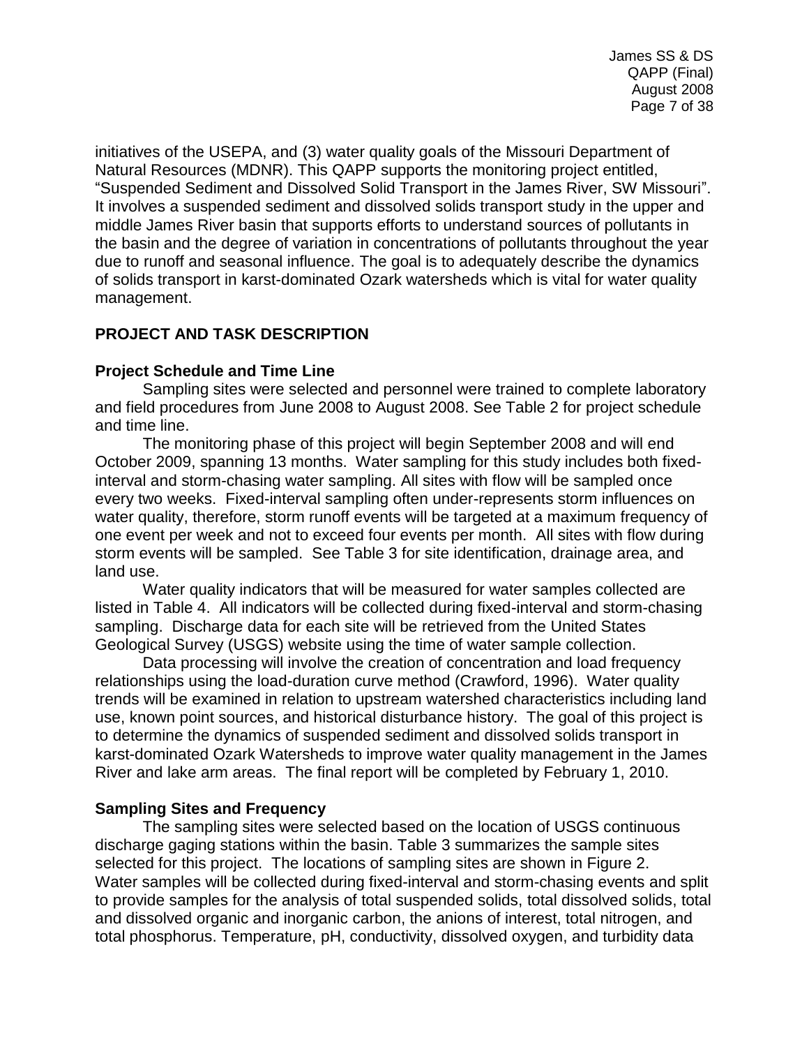initiatives of the USEPA, and (3) water quality goals of the Missouri Department of Natural Resources (MDNR). This QAPP supports the monitoring project entitled, "Suspended Sediment and Dissolved Solid Transport in the James River, SW Missouri". It involves a suspended sediment and dissolved solids transport study in the upper and middle James River basin that supports efforts to understand sources of pollutants in the basin and the degree of variation in concentrations of pollutants throughout the year due to runoff and seasonal influence. The goal is to adequately describe the dynamics of solids transport in karst-dominated Ozark watersheds which is vital for water quality management.

## PROJECT AND TASK DESCRIPTION

### Project Schedule and Time Line

Sampling sites were selected and personnel were trained to complete laboratory and field procedures from June 2008 to August 2008. See Table 2 for project schedule and time line.

The monitoring phase of this project will begin September 2008 and will end October 2009, spanning 13 months. Water sampling for this study includes both fixed-interval and storm-chasing water sampling. All sites with flow will be sampled once every two weeks. Fixed-interval sampling often under-represents storm influences on water quality, therefore, storm runoff events will be targeted at a maximum frequency of one event per week and not to exceed four events per month. All sites with flow during storm events will be sampled. See Table 3 for site identification, drainage area, and land use.

Water quality indicators that will be measured for water samples collected are listed in Table 4. All indicators will be collected during fixed-interval and storm-chasing sampling. Discharge data for each site will be retrieved from the United States Geological Survey (USGS) website using the time of water sample collection.

Data processing will involve the creation of concentration and load frequency relationships using the load-duration curve method (Crawford, 1996). Water quality trends will be examined in relation to upstream watershed characteristics including land use, known point sources, and historical disturbance history. The goal of this project is to determine the dynamics of suspended sediment and dissolved solids transport in karst-dominated Ozark Watersheds to improve water quality management in the James River and lake arm areas. The final report will be completed by February 1, 2010.

### Sampling Sites and Frequency

The sampling sites were selected based on the location of USGS continuous discharge gaging stations within the basin. Table 3 summarizes the sample sites selected for this project. The locations of sampling sites are shown in Figure 2. Water samples will be collected during fixed-interval and storm-chasing events and split to provide samples for the analysis of total suspended solids, total dissolved solids, total and dissolved organic and inorganic carbon, the anions of interest, total nitrogen, and total phosphorus. Temperature, pH, conductivity, dissolved oxygen, and turbidity data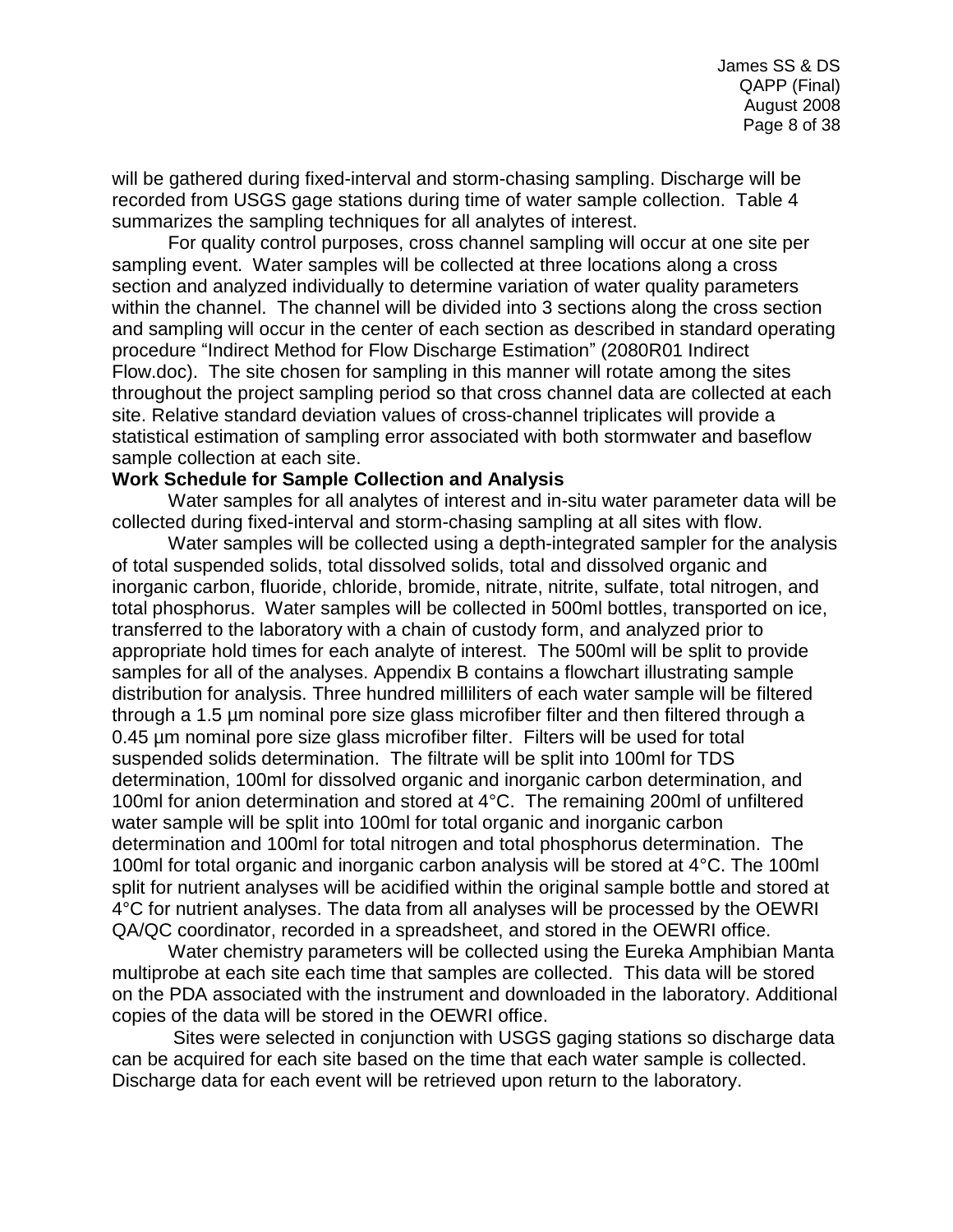will be gathered during fixed-interval and storm-chasing sampling. Discharge will be recorded from USGS gage stations during time of water sample collection. Table 4 summarizes the sampling techniques for all analytes of interest.

For quality control purposes, cross channel sampling will occur at one site per sampling event. Water samples will be collected at three locations along a cross section and analyzed individually to determine variation of water quality parameters within the channel. The channel will be divided into 3 sections along the cross section and sampling will occur in the center of each section as described in standard operating procedure "Indirect Method for Flow Discharge Estimation" (2080R01 Indirect Flow.doc). The site chosen for sampling in this manner will rotate among the sites throughout the project sampling period so that cross channel data are collected at each site. Relative standard deviation values of cross-channel triplicates will provide a statistical estimation of sampling error associated with both stormwater and baseflow sample collection at each site.

**Work Schedule for Sample Collection and Analysis**

Water samples for all analytes of interest and in-situ water parameter data will be collected during fixed-interval and storm-chasing sampling at all sites with flow.

Water samples will be collected using a depth-integrated sampler for the analysis of total suspended solids, total dissolved solids, total and dissolved organic and inorganic carbon, fluoride, chloride, bromide, nitrate, nitrite, sulfate, total nitrogen, and total phosphorus. Water samples will be collected in 500ml bottles, transported on ice, transferred to the laboratory with a chain of custody form, and analyzed prior to appropriate hold times for each analyte of interest. The 500ml will be split to provide samples for all of the analyses. Appendix B contains a flowchart illustrating sample distribution for analysis. Three hundred milliliters of each water sample will be filtered through a 1.5 µm nominal pore size glass microfiber filter and then filtered through a 0.45 µm nominal pore size glass microfiber filter. Filters will be used for total suspended solids determination. The filtrate will be split into 100ml for TDS determination, 100ml for dissolved organic and inorganic carbon determination, and 100ml for anion determination and stored at 4°C. The remaining 200ml of unfiltered water sample will be split into 100ml for total organic and inorganic carbon determination and 100ml for total nitrogen and total phosphorus determination. The 100ml for total organic and inorganic carbon analysis will be stored at 4°C. The 100ml split for nutrient analyses will be acidified within the original sample bottle and stored at 4°C for nutrient analyses. The data from all analyses will be processed by the OEWRI QA/QC coordinator, recorded in a spreadsheet, and stored in the OEWRI office.

Water chemistry parameters will be collected using the Eureka Amphibian Manta multiprobe at each site each time that samples are collected. This data will be stored on the PDA associated with the instrument and downloaded in the laboratory. Additional copies of the data will be stored in the OEWRI office.

Sites were selected in conjunction with USGS gaging stations so discharge data can be acquired for each site based on the time that each water sample is collected. Discharge data for each event will be retrieved upon return to the laboratory.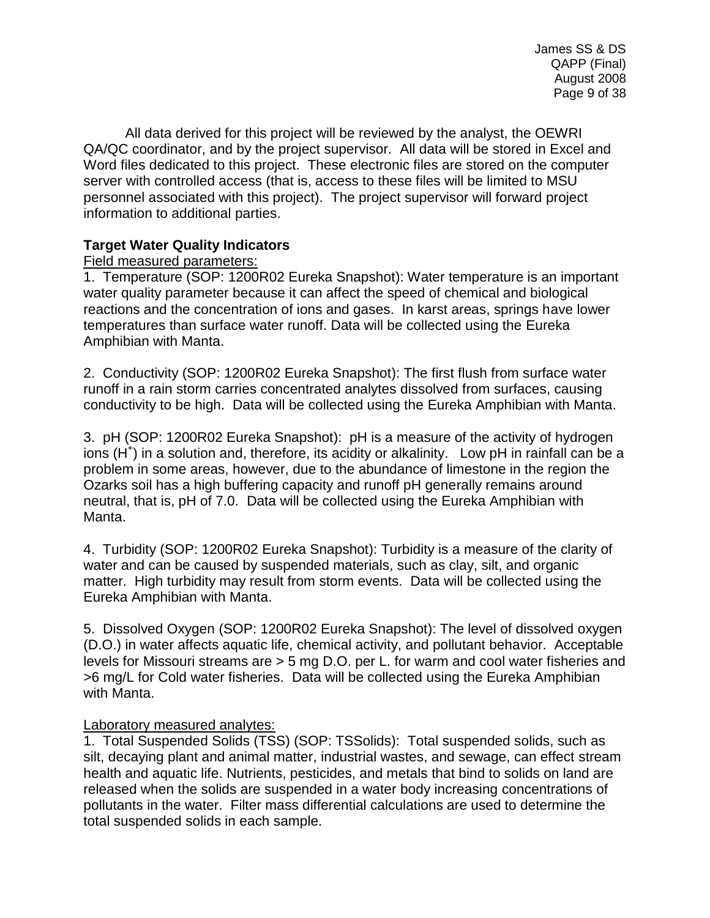All data derived for this project will be reviewed by the analyst, the OEWRI QA/QC coordinator, and by the project supervisor. All data will be stored in Excel and Word files dedicated to this project. These electronic files are stored on the computer server with controlled access (that is, access to these files will be limited to MSU personnel associated with this project). The project supervisor will forward project information to additional parties.

**Target Water Quality Indicators**

Field measured parameters:

1. Temperature (SOP: 1200R02 Eureka Snapshot): Water temperature is an important water quality parameter because it can affect the speed of chemical and biological reactions and the concentration of ions and gases. In karst areas, springs have lower temperatures than surface water runoff. Data will be collected using the Eureka Amphibian with Manta.

2. Conductivity (SOP: 1200R02 Eureka Snapshot): The first flush from surface water runoff in a rain storm carries concentrated analytes dissolved from surfaces, causing conductivity to be high. Data will be collected using the Eureka Amphibian with Manta.

3. pH (SOP: 1200R02 Eureka Snapshot): pH is a measure of the activity of hydrogen ions ($H^+$) in a solution and, therefore, its acidity or alkalinity. Low pH in rainfall can be a problem in some areas, however, due to the abundance of limestone in the region the Ozarks soil has a high buffering capacity and runoff pH generally remains around neutral, that is, pH of 7.0. Data will be collected using the Eureka Amphibian with Manta.

4. Turbidity (SOP: 1200R02 Eureka Snapshot): Turbidity is a measure of the clarity of water and can be caused by suspended materials, such as clay, silt, and organic matter. High turbidity may result from storm events. Data will be collected using the Eureka Amphibian with Manta.

5. Dissolved Oxygen (SOP: 1200R02 Eureka Snapshot): The level of dissolved oxygen (D.O.) in water affects aquatic life, chemical activity, and pollutant behavior. Acceptable levels for Missouri streams are > 5 mg D.O. per L. for warm and cool water fisheries and >6 mg/L for Cold water fisheries. Data will be collected using the Eureka Amphibian with Manta.

Laboratory measured analytes:

1. Total Suspended Solids (TSS) (SOP: TSSolids): Total suspended solids, such as silt, decaying plant and animal matter, industrial wastes, and sewage, can effect stream health and aquatic life. Nutrients, pesticides, and metals that bind to solids on land are released when the solids are suspended in a water body increasing concentrations of pollutants in the water. Filter mass differential calculations are used to determine the total suspended solids in each sample.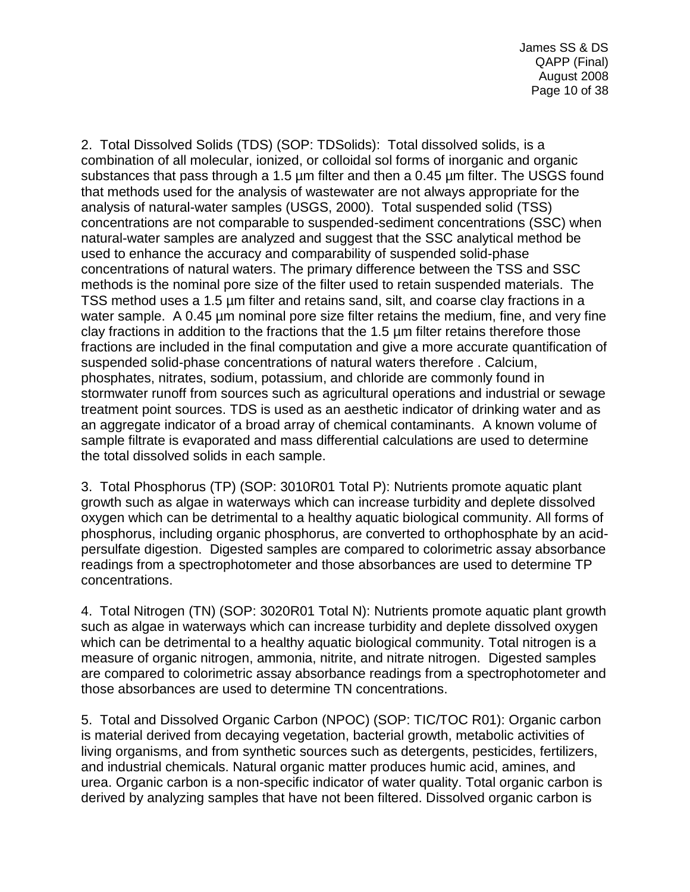2. Total Dissolved Solids (TDS) (SOP: TDSolids): Total dissolved solids, is a combination of all molecular, ionized, or colloidal sol forms of inorganic and organic substances that pass through a 1.5 µm filter and then a 0.45 µm filter. The USGS found that methods used for the analysis of wastewater are not always appropriate for the analysis of natural-water samples (USGS, 2000). Total suspended solid (TSS) concentrations are not comparable to suspended-sediment concentrations (SSC) when natural-water samples are analyzed and suggest that the SSC analytical method be used to enhance the accuracy and comparability of suspended solid-phase concentrations of natural waters. The primary difference between the TSS and SSC methods is the nominal pore size of the filter used to retain suspended materials. The TSS method uses a 1.5 µm filter and retains sand, silt, and coarse clay fractions in a water sample. A 0.45 µm nominal pore size filter retains the medium, fine, and very fine clay fractions in addition to the fractions that the 1.5 µm filter retains therefore those fractions are included in the final computation and give a more accurate quantification of suspended solid-phase concentrations of natural waters therefore . Calcium, phosphates, nitrates, sodium, potassium, and chloride are commonly found in stormwater runoff from sources such as agricultural operations and industrial or sewage treatment point sources. TDS is used as an aesthetic indicator of drinking water and as an aggregate indicator of a broad array of chemical contaminants. A known volume of sample filtrate is evaporated and mass differential calculations are used to determine the total dissolved solids in each sample.

3. Total Phosphorus (TP) (SOP: 3010R01 Total P): Nutrients promote aquatic plant growth such as algae in waterways which can increase turbidity and deplete dissolved oxygen which can be detrimental to a healthy aquatic biological community. All forms of phosphorus, including organic phosphorus, are converted to orthophosphate by an acid-persulfate digestion. Digested samples are compared to colorimetric assay absorbance readings from a spectrophotometer and those absorbances are used to determine TP concentrations.

4. Total Nitrogen (TN) (SOP: 3020R01 Total N): Nutrients promote aquatic plant growth such as algae in waterways which can increase turbidity and deplete dissolved oxygen which can be detrimental to a healthy aquatic biological community. Total nitrogen is a measure of organic nitrogen, ammonia, nitrite, and nitrate nitrogen. Digested samples are compared to colorimetric assay absorbance readings from a spectrophotometer and those absorbances are used to determine TN concentrations.

5. Total and Dissolved Organic Carbon (NPOC) (SOP: TIC/TOC R01): Organic carbon is material derived from decaying vegetation, bacterial growth, metabolic activities of living organisms, and from synthetic sources such as detergents, pesticides, fertilizers, and industrial chemicals. Natural organic matter produces humic acid, amines, and urea. Organic carbon is a non-specific indicator of water quality. Total organic carbon is derived by analyzing samples that have not been filtered. Dissolved organic carbon is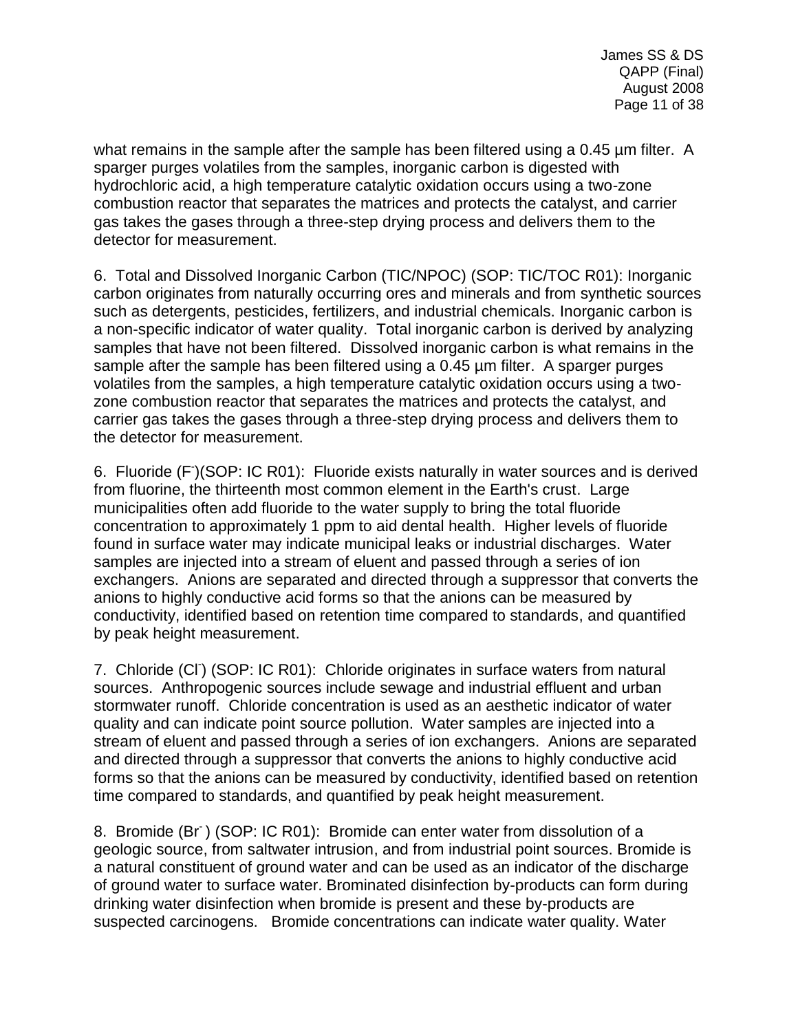what remains in the sample after the sample has been filtered using a 0.45 µm filter. A sparger purges volatiles from the samples, inorganic carbon is digested with hydrochloric acid, a high temperature catalytic oxidation occurs using a two-zone combustion reactor that separates the matrices and protects the catalyst, and carrier gas takes the gases through a three-step drying process and delivers them to the detector for measurement.

6. Total and Dissolved Inorganic Carbon (TIC/NPOC) (SOP: TIC/TOC R01): Inorganic carbon originates from naturally occurring ores and minerals and from synthetic sources such as detergents, pesticides, fertilizers, and industrial chemicals. Inorganic carbon is a non-specific indicator of water quality. Total inorganic carbon is derived by analyzing samples that have not been filtered. Dissolved inorganic carbon is what remains in the sample after the sample has been filtered using a 0.45 µm filter. A sparger purges volatiles from the samples, a high temperature catalytic oxidation occurs using a two-zone combustion reactor that separates the matrices and protects the catalyst, and carrier gas takes the gases through a three-step drying process and delivers them to the detector for measurement.

6. Fluoride ($F^-$)(SOP: IC R01): Fluoride exists naturally in water sources and is derived from fluorine, the thirteenth most common element in the Earth's crust. Large municipalities often add fluoride to the water supply to bring the total fluoride concentration to approximately 1 ppm to aid dental health. Higher levels of fluoride found in surface water may indicate municipal leaks or industrial discharges. Water samples are injected into a stream of eluent and passed through a series of ion exchangers. Anions are separated and directed through a suppressor that converts the anions to highly conductive acid forms so that the anions can be measured by conductivity, identified based on retention time compared to standards, and quantified by peak height measurement.

7. Chloride ($Cl^-$) (SOP: IC R01): Chloride originates in surface waters from natural sources. Anthropogenic sources include sewage and industrial effluent and urban stormwater runoff. Chloride concentration is used as an aesthetic indicator of water quality and can indicate point source pollution. Water samples are injected into a stream of eluent and passed through a series of ion exchangers. Anions are separated and directed through a suppressor that converts the anions to highly conductive acid forms so that the anions can be measured by conductivity, identified based on retention time compared to standards, and quantified by peak height measurement.

8. Bromide ($Br^-$) (SOP: IC R01): Bromide can enter water from dissolution of a geologic source, from saltwater intrusion, and from industrial point sources. Bromide is a natural constituent of ground water and can be used as an indicator of the discharge of ground water to surface water. Brominated disinfection by-products can form during drinking water disinfection when bromide is present and these by-products are suspected carcinogens. Bromide concentrations can indicate water quality. Water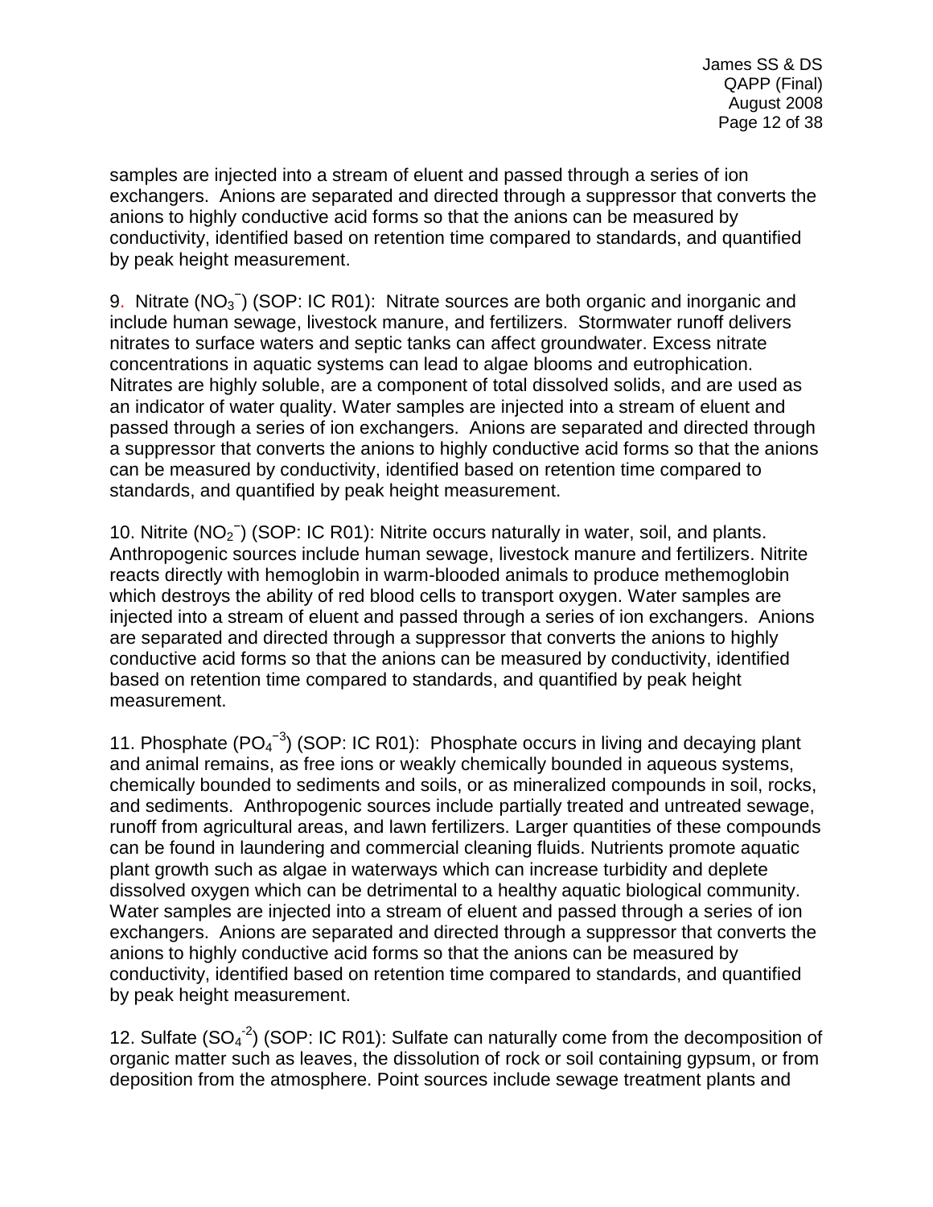samples are injected into a stream of eluent and passed through a series of ion exchangers. Anions are separated and directed through a suppressor that converts the anions to highly conductive acid forms so that the anions can be measured by conductivity, identified based on retention time compared to standards, and quantified by peak height measurement.

9. Nitrate ($NO_3^-$) (SOP: IC R01): Nitrate sources are both organic and inorganic and include human sewage, livestock manure, and fertilizers. Stormwater runoff delivers nitrates to surface waters and septic tanks can affect groundwater. Excess nitrate concentrations in aquatic systems can lead to algae blooms and eutrophication. Nitrates are highly soluble, are a component of total dissolved solids, and are used as an indicator of water quality. Water samples are injected into a stream of eluent and passed through a series of ion exchangers. Anions are separated and directed through a suppressor that converts the anions to highly conductive acid forms so that the anions can be measured by conductivity, identified based on retention time compared to standards, and quantified by peak height measurement.

10. Nitrite ($NO_2^-$) (SOP: IC R01): Nitrite occurs naturally in water, soil, and plants. Anthropogenic sources include human sewage, livestock manure and fertilizers. Nitrite reacts directly with hemoglobin in warm-blooded animals to produce methemoglobin which destroys the ability of red blood cells to transport oxygen. Water samples are injected into a stream of eluent and passed through a series of ion exchangers. Anions are separated and directed through a suppressor that converts the anions to highly conductive acid forms so that the anions can be measured by conductivity, identified based on retention time compared to standards, and quantified by peak height measurement.

11. Phosphate ($PO_4^{-3}$) (SOP: IC R01): Phosphate occurs in living and decaying plant and animal remains, as free ions or weakly chemically bounded in aqueous systems, chemically bounded to sediments and soils, or as mineralized compounds in soil, rocks, and sediments. Anthropogenic sources include partially treated and untreated sewage, runoff from agricultural areas, and lawn fertilizers. Larger quantities of these compounds can be found in laundering and commercial cleaning fluids. Nutrients promote aquatic plant growth such as algae in waterways which can increase turbidity and deplete dissolved oxygen which can be detrimental to a healthy aquatic biological community. Water samples are injected into a stream of eluent and passed through a series of ion exchangers. Anions are separated and directed through a suppressor that converts the anions to highly conductive acid forms so that the anions can be measured by conductivity, identified based on retention time compared to standards, and quantified by peak height measurement.

12. Sulfate ($SO_4^{-2}$) (SOP: IC R01): Sulfate can naturally come from the decomposition of organic matter such as leaves, the dissolution of rock or soil containing gypsum, or from deposition from the atmosphere. Point sources include sewage treatment plants and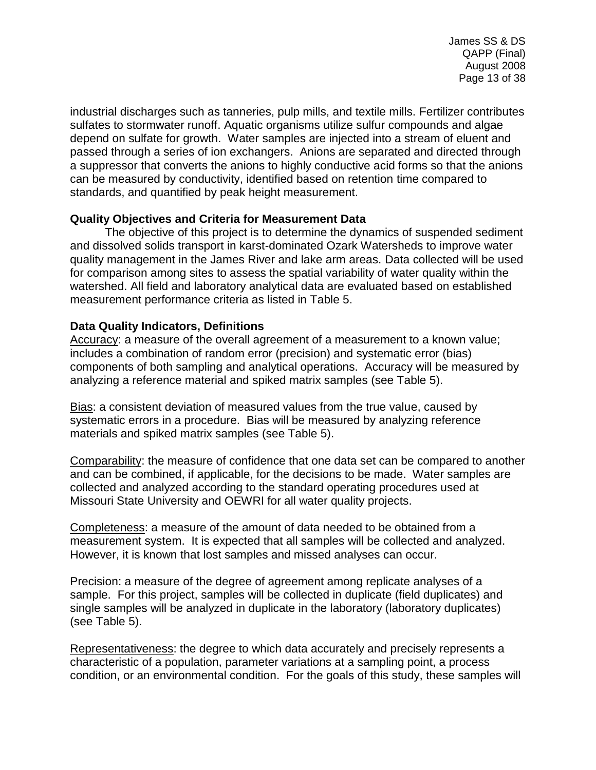industrial discharges such as tanneries, pulp mills, and textile mills. Fertilizer contributes sulfates to stormwater runoff. Aquatic organisms utilize sulfur compounds and algae depend on sulfate for growth. Water samples are injected into a stream of eluent and passed through a series of ion exchangers. Anions are separated and directed through a suppressor that converts the anions to highly conductive acid forms so that the anions can be measured by conductivity, identified based on retention time compared to standards, and quantified by peak height measurement.

**Quality Objectives and Criteria for Measurement Data**

The objective of this project is to determine the dynamics of suspended sediment and dissolved solids transport in karst-dominated Ozark Watersheds to improve water quality management in the James River and lake arm areas. Data collected will be used for comparison among sites to assess the spatial variability of water quality within the watershed. All field and laboratory analytical data are evaluated based on established measurement performance criteria as listed in Table 5.

**Data Quality Indicators, Definitions**

Accuracy: a measure of the overall agreement of a measurement to a known value; includes a combination of random error (precision) and systematic error (bias) components of both sampling and analytical operations. Accuracy will be measured by analyzing a reference material and spiked matrix samples (see Table 5).

Bias: a consistent deviation of measured values from the true value, caused by systematic errors in a procedure. Bias will be measured by analyzing reference materials and spiked matrix samples (see Table 5).

Comparability: the measure of confidence that one data set can be compared to another and can be combined, if applicable, for the decisions to be made. Water samples are collected and analyzed according to the standard operating procedures used at Missouri State University and OEWRI for all water quality projects.

Completeness: a measure of the amount of data needed to be obtained from a measurement system. It is expected that all samples will be collected and analyzed. However, it is known that lost samples and missed analyses can occur.

Precision: a measure of the degree of agreement among replicate analyses of a sample. For this project, samples will be collected in duplicate (field duplicates) and single samples will be analyzed in duplicate in the laboratory (laboratory duplicates) (see Table 5).

Representativeness: the degree to which data accurately and precisely represents a characteristic of a population, parameter variations at a sampling point, a process condition, or an environmental condition. For the goals of this study, these samples will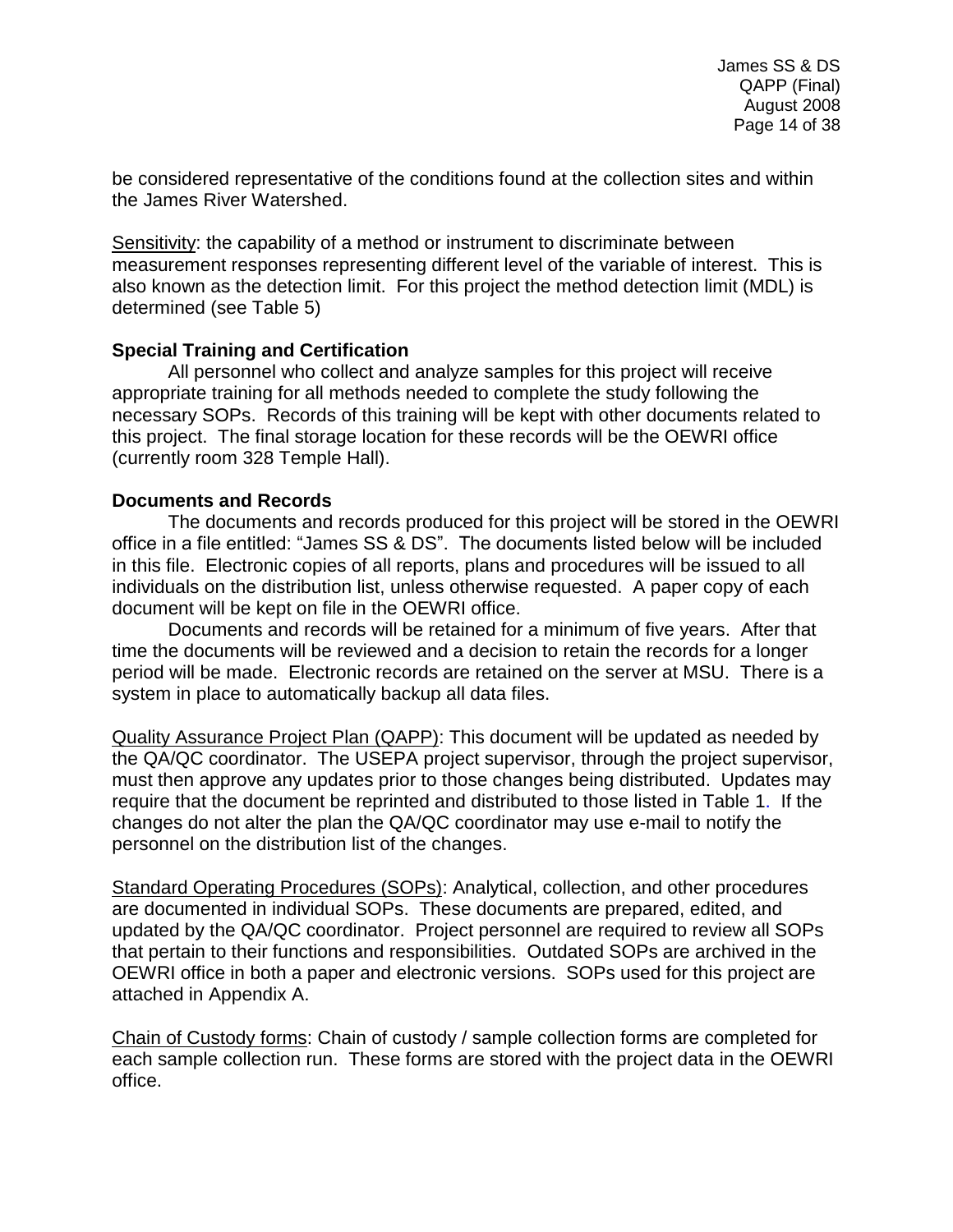be considered representative of the conditions found at the collection sites and within the James River Watershed.

Sensitivity: the capability of a method or instrument to discriminate between measurement responses representing different level of the variable of interest. This is also known as the detection limit. For this project the method detection limit (MDL) is determined (see Table 5)

**Special Training and Certification**

All personnel who collect and analyze samples for this project will receive appropriate training for all methods needed to complete the study following the necessary SOPs. Records of this training will be kept with other documents related to this project. The final storage location for these records will be the OEWRI office (currently room 328 Temple Hall).

**Documents and Records**

The documents and records produced for this project will be stored in the OEWRI office in a file entitled: "James SS & DS". The documents listed below will be included in this file. Electronic copies of all reports, plans and procedures will be issued to all individuals on the distribution list, unless otherwise requested. A paper copy of each document will be kept on file in the OEWRI office.

Documents and records will be retained for a minimum of five years. After that time the documents will be reviewed and a decision to retain the records for a longer period will be made. Electronic records are retained on the server at MSU. There is a system in place to automatically backup all data files.

Quality Assurance Project Plan (QAPP): This document will be updated as needed by the QA/QC coordinator. The USEPA project supervisor, through the project supervisor, must then approve any updates prior to those changes being distributed. Updates may require that the document be reprinted and distributed to those listed in Table 1. If the changes do not alter the plan the QA/QC coordinator may use e-mail to notify the personnel on the distribution list of the changes.

Standard Operating Procedures (SOPs): Analytical, collection, and other procedures are documented in individual SOPs. These documents are prepared, edited, and updated by the QA/QC coordinator. Project personnel are required to review all SOPs that pertain to their functions and responsibilities. Outdated SOPs are archived in the OEWRI office in both a paper and electronic versions. SOPs used for this project are attached in Appendix A.

Chain of Custody forms: Chain of custody / sample collection forms are completed for each sample collection run. These forms are stored with the project data in the OEWRI office.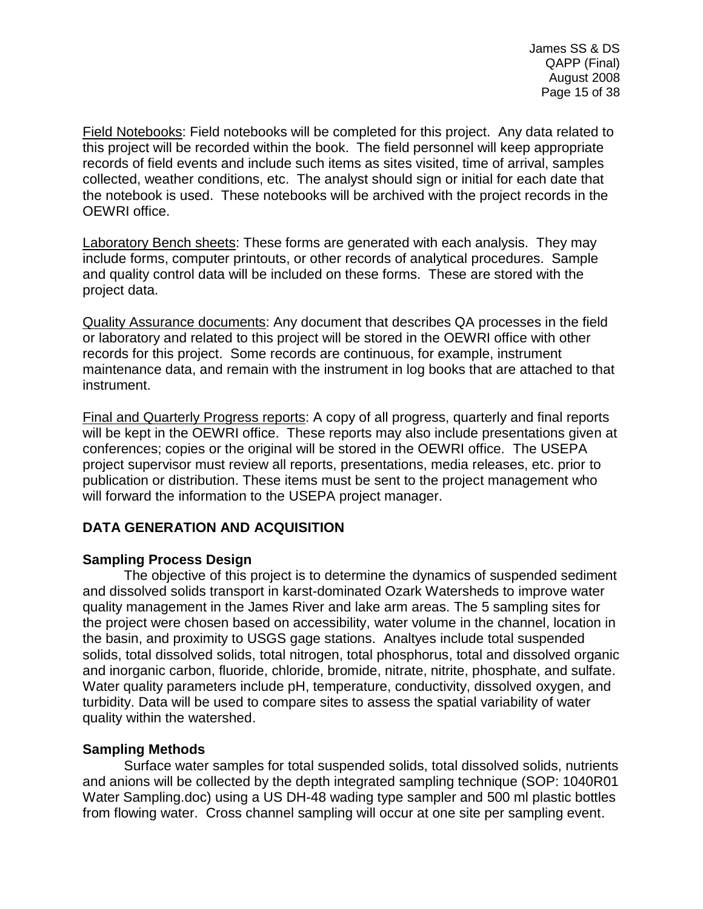<u>Field Notebooks</u>: Field notebooks will be completed for this project. Any data related to this project will be recorded within the book. The field personnel will keep appropriate records of field events and include such items as sites visited, time of arrival, samples collected, weather conditions, etc. The analyst should sign or initial for each date that the notebook is used. These notebooks will be archived with the project records in the OEWRI office.

<u>Laboratory Bench sheets</u>: These forms are generated with each analysis. They may include forms, computer printouts, or other records of analytical procedures. Sample and quality control data will be included on these forms. These are stored with the project data.

<u>Quality Assurance documents</u>: Any document that describes QA processes in the field or laboratory and related to this project will be stored in the OEWRI office with other records for this project. Some records are continuous, for example, instrument maintenance data, and remain with the instrument in log books that are attached to that instrument.

<u>Final and Quarterly Progress reports</u>: A copy of all progress, quarterly and final reports will be kept in the OEWRI office. These reports may also include presentations given at conferences; copies or the original will be stored in the OEWRI office. The USEPA project supervisor must review all reports, presentations, media releases, etc. prior to publication or distribution. These items must be sent to the project management who will forward the information to the USEPA project manager.

## DATA GENERATION AND ACQUISITION

### Sampling Process Design

The objective of this project is to determine the dynamics of suspended sediment and dissolved solids transport in karst-dominated Ozark Watersheds to improve water quality management in the James River and lake arm areas. The 5 sampling sites for the project were chosen based on accessibility, water volume in the channel, location in the basin, and proximity to USGS gage stations. Analtyes include total suspended solids, total dissolved solids, total nitrogen, total phosphorus, total and dissolved organic and inorganic carbon, fluoride, chloride, bromide, nitrate, nitrite, phosphate, and sulfate. Water quality parameters include pH, temperature, conductivity, dissolved oxygen, and turbidity. Data will be used to compare sites to assess the spatial variability of water quality within the watershed.

### Sampling Methods

Surface water samples for total suspended solids, total dissolved solids, nutrients and anions will be collected by the depth integrated sampling technique (SOP: 1040R01 Water Sampling.doc) using a US DH-48 wading type sampler and 500 ml plastic bottles from flowing water. Cross channel sampling will occur at one site per sampling event.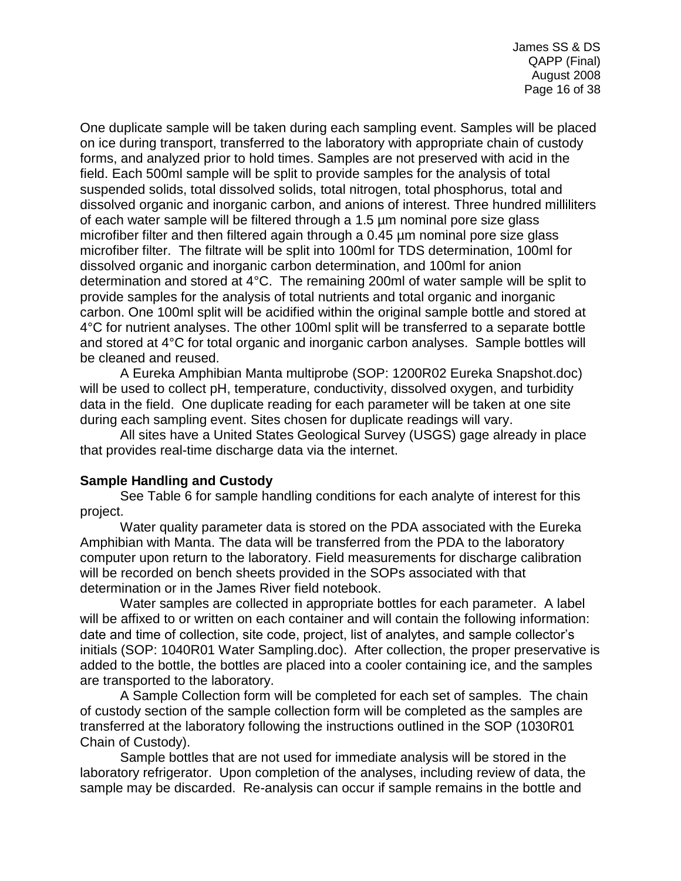One duplicate sample will be taken during each sampling event. Samples will be placed on ice during transport, transferred to the laboratory with appropriate chain of custody forms, and analyzed prior to hold times. Samples are not preserved with acid in the field. Each 500ml sample will be split to provide samples for the analysis of total suspended solids, total dissolved solids, total nitrogen, total phosphorus, total and dissolved organic and inorganic carbon, and anions of interest. Three hundred milliliters of each water sample will be filtered through a 1.5 µm nominal pore size glass microfiber filter and then filtered again through a 0.45 µm nominal pore size glass microfiber filter. The filtrate will be split into 100ml for TDS determination, 100ml for dissolved organic and inorganic carbon determination, and 100ml for anion determination and stored at 4°C. The remaining 200ml of water sample will be split to provide samples for the analysis of total nutrients and total organic and inorganic carbon. One 100ml split will be acidified within the original sample bottle and stored at 4°C for nutrient analyses. The other 100ml split will be transferred to a separate bottle and stored at 4°C for total organic and inorganic carbon analyses. Sample bottles will be cleaned and reused.

A Eureka Amphibian Manta multiprobe (SOP: 1200R02 Eureka Snapshot.doc) will be used to collect pH, temperature, conductivity, dissolved oxygen, and turbidity data in the field. One duplicate reading for each parameter will be taken at one site during each sampling event. Sites chosen for duplicate readings will vary.

All sites have a United States Geological Survey (USGS) gage already in place that provides real-time discharge data via the internet.

**Sample Handling and Custody**

See Table 6 for sample handling conditions for each analyte of interest for this project.

Water quality parameter data is stored on the PDA associated with the Eureka Amphibian with Manta. The data will be transferred from the PDA to the laboratory computer upon return to the laboratory. Field measurements for discharge calibration will be recorded on bench sheets provided in the SOPs associated with that determination or in the James River field notebook.

Water samples are collected in appropriate bottles for each parameter. A label will be affixed to or written on each container and will contain the following information: date and time of collection, site code, project, list of analytes, and sample collector's initials (SOP: 1040R01 Water Sampling.doc). After collection, the proper preservative is added to the bottle, the bottles are placed into a cooler containing ice, and the samples are transported to the laboratory.

A Sample Collection form will be completed for each set of samples. The chain of custody section of the sample collection form will be completed as the samples are transferred at the laboratory following the instructions outlined in the SOP (1030R01 Chain of Custody).

Sample bottles that are not used for immediate analysis will be stored in the laboratory refrigerator. Upon completion of the analyses, including review of data, the sample may be discarded. Re-analysis can occur if sample remains in the bottle and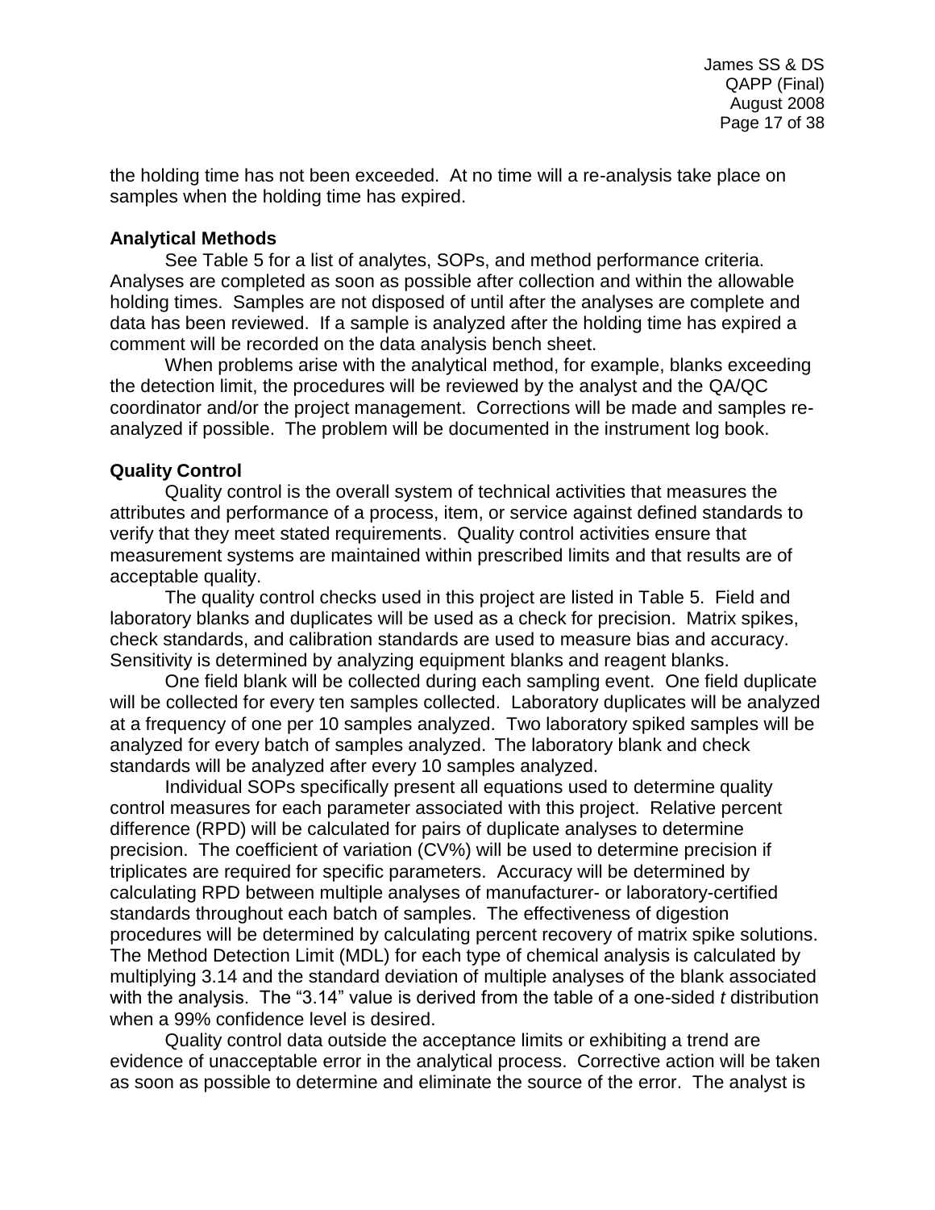the holding time has not been exceeded. At no time will a re-analysis take place on samples when the holding time has expired.

**Analytical Methods**

See Table 5 for a list of analytes, SOPs, and method performance criteria. Analyses are completed as soon as possible after collection and within the allowable holding times. Samples are not disposed of until after the analyses are complete and data has been reviewed. If a sample is analyzed after the holding time has expired a comment will be recorded on the data analysis bench sheet.

When problems arise with the analytical method, for example, blanks exceeding the detection limit, the procedures will be reviewed by the analyst and the QA/QC coordinator and/or the project management. Corrections will be made and samples re-analyzed if possible. The problem will be documented in the instrument log book.

**Quality Control**

Quality control is the overall system of technical activities that measures the attributes and performance of a process, item, or service against defined standards to verify that they meet stated requirements. Quality control activities ensure that measurement systems are maintained within prescribed limits and that results are of acceptable quality.

The quality control checks used in this project are listed in Table 5. Field and laboratory blanks and duplicates will be used as a check for precision. Matrix spikes, check standards, and calibration standards are used to measure bias and accuracy. Sensitivity is determined by analyzing equipment blanks and reagent blanks.

One field blank will be collected during each sampling event. One field duplicate will be collected for every ten samples collected. Laboratory duplicates will be analyzed at a frequency of one per 10 samples analyzed. Two laboratory spiked samples will be analyzed for every batch of samples analyzed. The laboratory blank and check standards will be analyzed after every 10 samples analyzed.

Individual SOPs specifically present all equations used to determine quality control measures for each parameter associated with this project. Relative percent difference (RPD) will be calculated for pairs of duplicate analyses to determine precision. The coefficient of variation (CV%) will be used to determine precision if triplicates are required for specific parameters. Accuracy will be determined by calculating RPD between multiple analyses of manufacturer- or laboratory-certified standards throughout each batch of samples. The effectiveness of digestion procedures will be determined by calculating percent recovery of matrix spike solutions. The Method Detection Limit (MDL) for each type of chemical analysis is calculated by multiplying 3.14 and the standard deviation of multiple analyses of the blank associated with the analysis. The "3.14" value is derived from the table of a one-sided *t* distribution when a 99% confidence level is desired.

Quality control data outside the acceptance limits or exhibiting a trend are evidence of unacceptable error in the analytical process. Corrective action will be taken as soon as possible to determine and eliminate the source of the error. The analyst is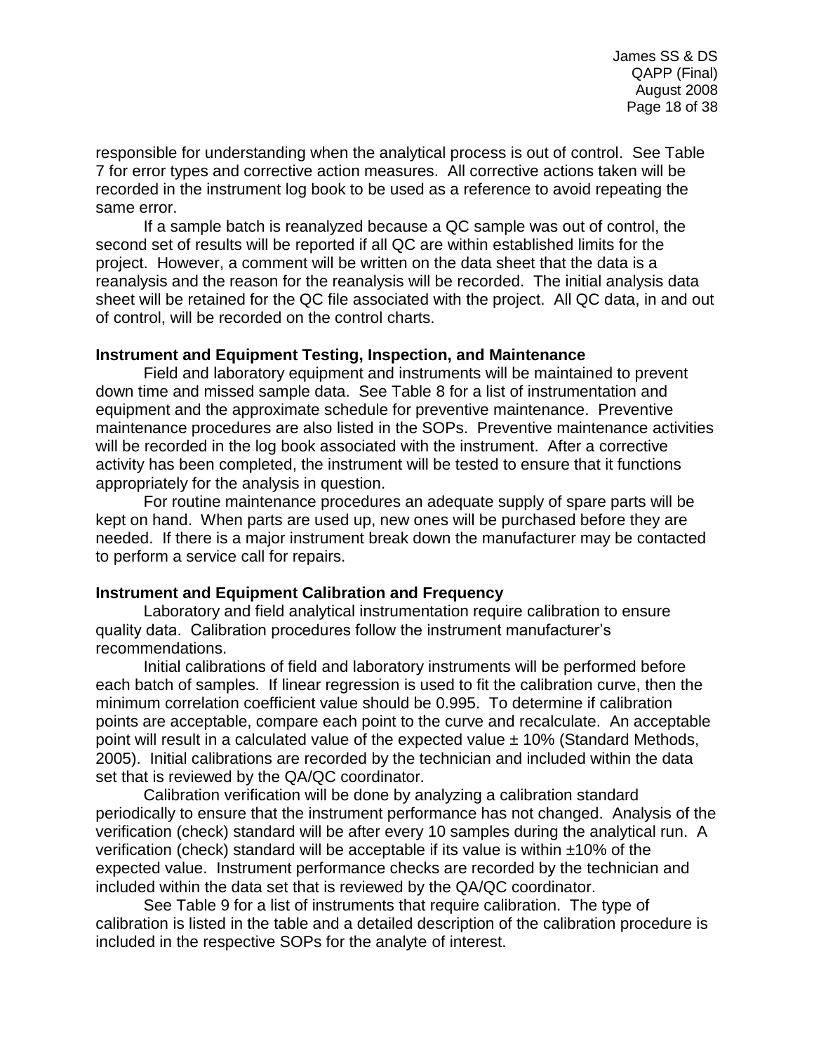responsible for understanding when the analytical process is out of control. See Table 7 for error types and corrective action measures. All corrective actions taken will be recorded in the instrument log book to be used as a reference to avoid repeating the same error.

If a sample batch is reanalyzed because a QC sample was out of control, the second set of results will be reported if all QC are within established limits for the project. However, a comment will be written on the data sheet that the data is a reanalysis and the reason for the reanalysis will be recorded. The initial analysis data sheet will be retained for the QC file associated with the project. All QC data, in and out of control, will be recorded on the control charts.

**Instrument and Equipment Testing, Inspection, and Maintenance**

Field and laboratory equipment and instruments will be maintained to prevent down time and missed sample data. See Table 8 for a list of instrumentation and equipment and the approximate schedule for preventive maintenance. Preventive maintenance procedures are also listed in the SOPs. Preventive maintenance activities will be recorded in the log book associated with the instrument. After a corrective activity has been completed, the instrument will be tested to ensure that it functions appropriately for the analysis in question.

For routine maintenance procedures an adequate supply of spare parts will be kept on hand. When parts are used up, new ones will be purchased before they are needed. If there is a major instrument break down the manufacturer may be contacted to perform a service call for repairs.

**Instrument and Equipment Calibration and Frequency**

Laboratory and field analytical instrumentation require calibration to ensure quality data. Calibration procedures follow the instrument manufacturer's recommendations.

Initial calibrations of field and laboratory instruments will be performed before each batch of samples. If linear regression is used to fit the calibration curve, then the minimum correlation coefficient value should be 0.995. To determine if calibration points are acceptable, compare each point to the curve and recalculate. An acceptable point will result in a calculated value of the expected value ± 10% (Standard Methods, 2005). Initial calibrations are recorded by the technician and included within the data set that is reviewed by the QA/QC coordinator.

Calibration verification will be done by analyzing a calibration standard periodically to ensure that the instrument performance has not changed. Analysis of the verification (check) standard will be after every 10 samples during the analytical run. A verification (check) standard will be acceptable if its value is within ±10% of the expected value. Instrument performance checks are recorded by the technician and included within the data set that is reviewed by the QA/QC coordinator.

See Table 9 for a list of instruments that require calibration. The type of calibration is listed in the table and a detailed description of the calibration procedure is included in the respective SOPs for the analyte of interest.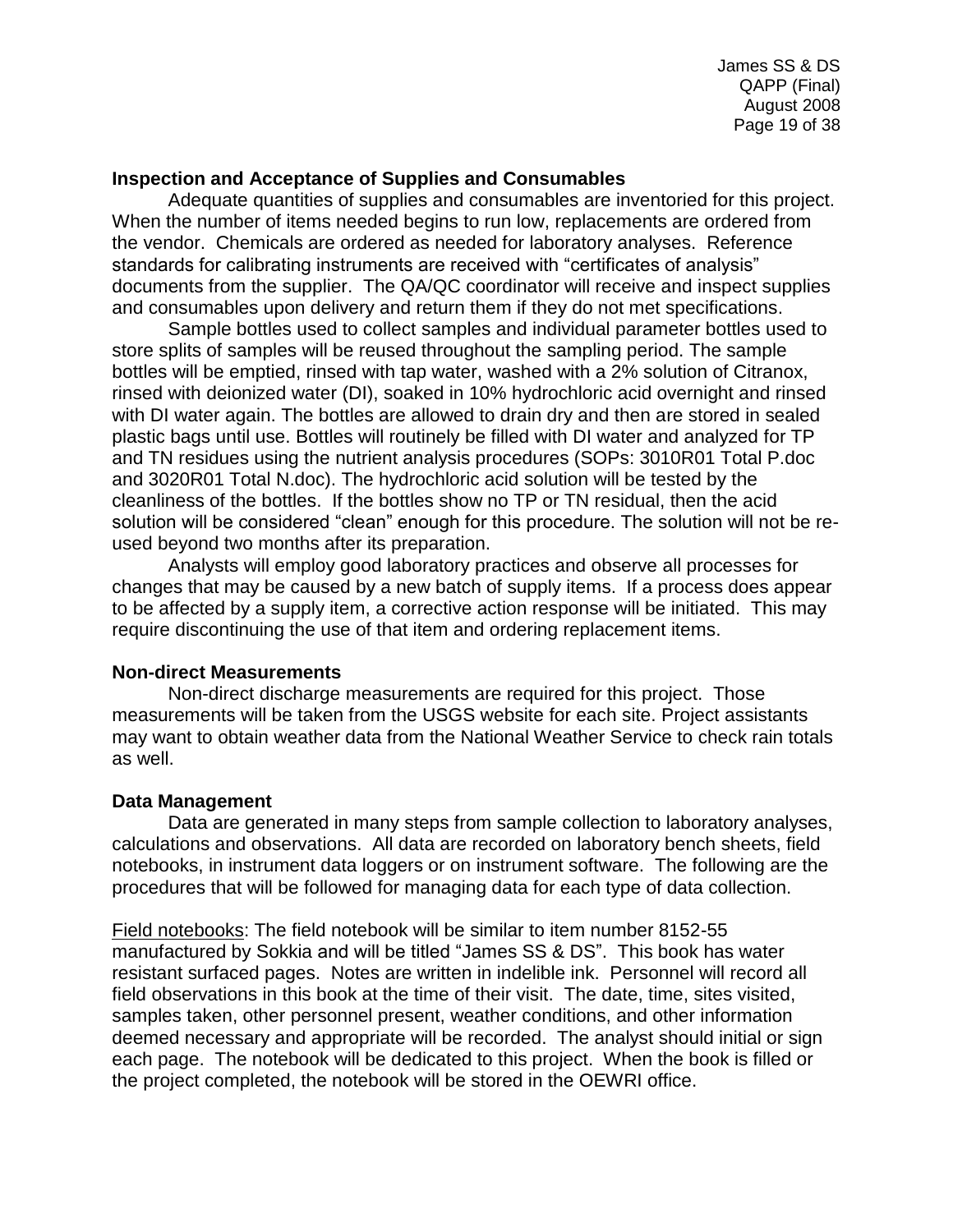**Inspection and Acceptance of Supplies and Consumables**

Adequate quantities of supplies and consumables are inventoried for this project. When the number of items needed begins to run low, replacements are ordered from the vendor. Chemicals are ordered as needed for laboratory analyses. Reference standards for calibrating instruments are received with "certificates of analysis" documents from the supplier. The QA/QC coordinator will receive and inspect supplies and consumables upon delivery and return them if they do not met specifications.

Sample bottles used to collect samples and individual parameter bottles used to store splits of samples will be reused throughout the sampling period. The sample bottles will be emptied, rinsed with tap water, washed with a 2% solution of Citranox, rinsed with deionized water (DI), soaked in 10% hydrochloric acid overnight and rinsed with DI water again. The bottles are allowed to drain dry and then are stored in sealed plastic bags until use. Bottles will routinely be filled with DI water and analyzed for TP and TN residues using the nutrient analysis procedures (SOPs: 3010R01 Total P.doc and 3020R01 Total N.doc). The hydrochloric acid solution will be tested by the cleanliness of the bottles. If the bottles show no TP or TN residual, then the acid solution will be considered "clean" enough for this procedure. The solution will not be re-used beyond two months after its preparation.

Analysts will employ good laboratory practices and observe all processes for changes that may be caused by a new batch of supply items. If a process does appear to be affected by a supply item, a corrective action response will be initiated. This may require discontinuing the use of that item and ordering replacement items.

**Non-direct Measurements**

Non-direct discharge measurements are required for this project. Those measurements will be taken from the USGS website for each site. Project assistants may want to obtain weather data from the National Weather Service to check rain totals as well.

**Data Management**

Data are generated in many steps from sample collection to laboratory analyses, calculations and observations. All data are recorded on laboratory bench sheets, field notebooks, in instrument data loggers or on instrument software. The following are the procedures that will be followed for managing data for each type of data collection.

Field notebooks: The field notebook will be similar to item number 8152-55 manufactured by Sokkia and will be titled "James SS & DS". This book has water resistant surfaced pages. Notes are written in indelible ink. Personnel will record all field observations in this book at the time of their visit. The date, time, sites visited, samples taken, other personnel present, weather conditions, and other information deemed necessary and appropriate will be recorded. The analyst should initial or sign each page. The notebook will be dedicated to this project. When the book is filled or the project completed, the notebook will be stored in the OEWRI office.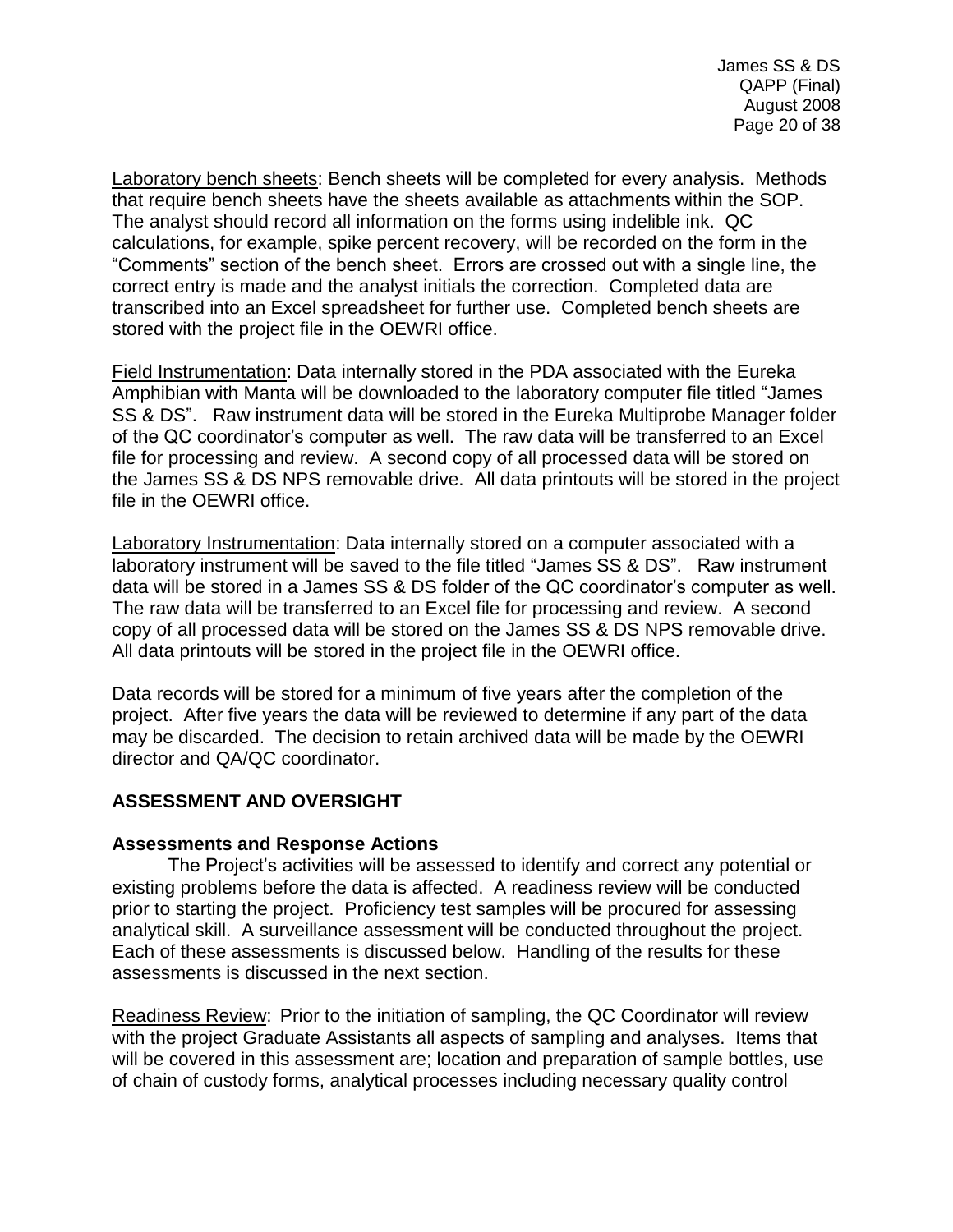Laboratory bench sheets: Bench sheets will be completed for every analysis. Methods that require bench sheets have the sheets available as attachments within the SOP. The analyst should record all information on the forms using indelible ink. QC calculations, for example, spike percent recovery, will be recorded on the form in the "Comments" section of the bench sheet. Errors are crossed out with a single line, the correct entry is made and the analyst initials the correction. Completed data are transcribed into an Excel spreadsheet for further use. Completed bench sheets are stored with the project file in the OEWRI office.

Field Instrumentation: Data internally stored in the PDA associated with the Eureka Amphibian with Manta will be downloaded to the laboratory computer file titled "James SS & DS". Raw instrument data will be stored in the Eureka Multiprobe Manager folder of the QC coordinator's computer as well. The raw data will be transferred to an Excel file for processing and review. A second copy of all processed data will be stored on the James SS & DS NPS removable drive. All data printouts will be stored in the project file in the OEWRI office.

Laboratory Instrumentation: Data internally stored on a computer associated with a laboratory instrument will be saved to the file titled "James SS & DS". Raw instrument data will be stored in a James SS & DS folder of the QC coordinator's computer as well. The raw data will be transferred to an Excel file for processing and review. A second copy of all processed data will be stored on the James SS & DS NPS removable drive. All data printouts will be stored in the project file in the OEWRI office.

Data records will be stored for a minimum of five years after the completion of the project. After five years the data will be reviewed to determine if any part of the data may be discarded. The decision to retain archived data will be made by the OEWRI director and QA/QC coordinator.

## ASSESSMENT AND OVERSIGHT

### Assessments and Response Actions

The Project's activities will be assessed to identify and correct any potential or existing problems before the data is affected. A readiness review will be conducted prior to starting the project. Proficiency test samples will be procured for assessing analytical skill. A surveillance assessment will be conducted throughout the project. Each of these assessments is discussed below. Handling of the results for these assessments is discussed in the next section.

Readiness Review: Prior to the initiation of sampling, the QC Coordinator will review with the project Graduate Assistants all aspects of sampling and analyses. Items that will be covered in this assessment are; location and preparation of sample bottles, use of chain of custody forms, analytical processes including necessary quality control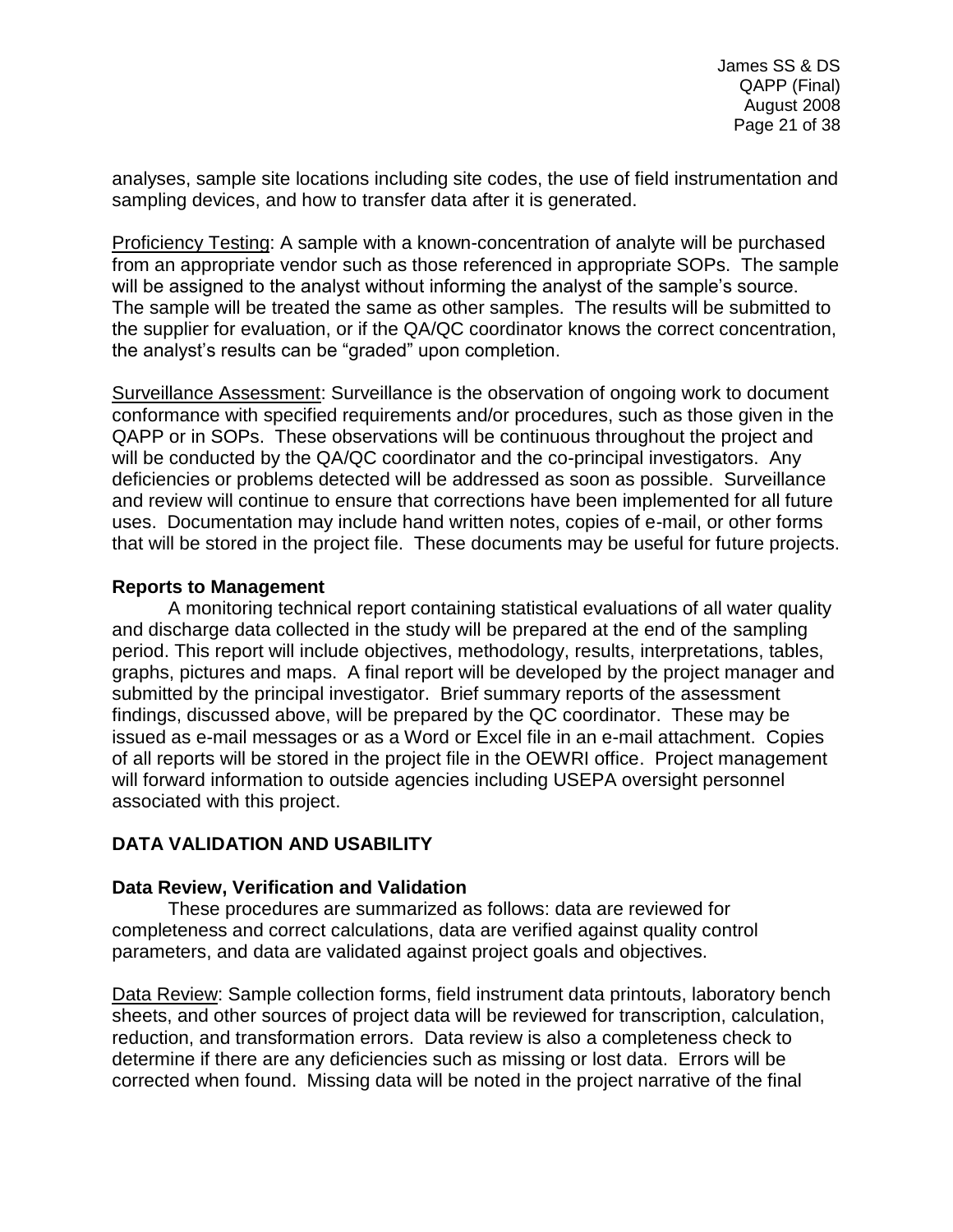analyses, sample site locations including site codes, the use of field instrumentation and sampling devices, and how to transfer data after it is generated.

Proficiency Testing: A sample with a known-concentration of analyte will be purchased from an appropriate vendor such as those referenced in appropriate SOPs. The sample will be assigned to the analyst without informing the analyst of the sample's source. The sample will be treated the same as other samples. The results will be submitted to the supplier for evaluation, or if the QA/QC coordinator knows the correct concentration, the analyst's results can be "graded" upon completion.

Surveillance Assessment: Surveillance is the observation of ongoing work to document conformance with specified requirements and/or procedures, such as those given in the QAPP or in SOPs. These observations will be continuous throughout the project and will be conducted by the QA/QC coordinator and the co-principal investigators. Any deficiencies or problems detected will be addressed as soon as possible. Surveillance and review will continue to ensure that corrections have been implemented for all future uses. Documentation may include hand written notes, copies of e-mail, or other forms that will be stored in the project file. These documents may be useful for future projects.

### Reports to Management

A monitoring technical report containing statistical evaluations of all water quality and discharge data collected in the study will be prepared at the end of the sampling period. This report will include objectives, methodology, results, interpretations, tables, graphs, pictures and maps. A final report will be developed by the project manager and submitted by the principal investigator. Brief summary reports of the assessment findings, discussed above, will be prepared by the QC coordinator. These may be issued as e-mail messages or as a Word or Excel file in an e-mail attachment. Copies of all reports will be stored in the project file in the OEWRI office. Project management will forward information to outside agencies including USEPA oversight personnel associated with this project.

## DATA VALIDATION AND USABILITY

### Data Review, Verification and Validation

These procedures are summarized as follows: data are reviewed for completeness and correct calculations, data are verified against quality control parameters, and data are validated against project goals and objectives.

Data Review: Sample collection forms, field instrument data printouts, laboratory bench sheets, and other sources of project data will be reviewed for transcription, calculation, reduction, and transformation errors. Data review is also a completeness check to determine if there are any deficiencies such as missing or lost data. Errors will be corrected when found. Missing data will be noted in the project narrative of the final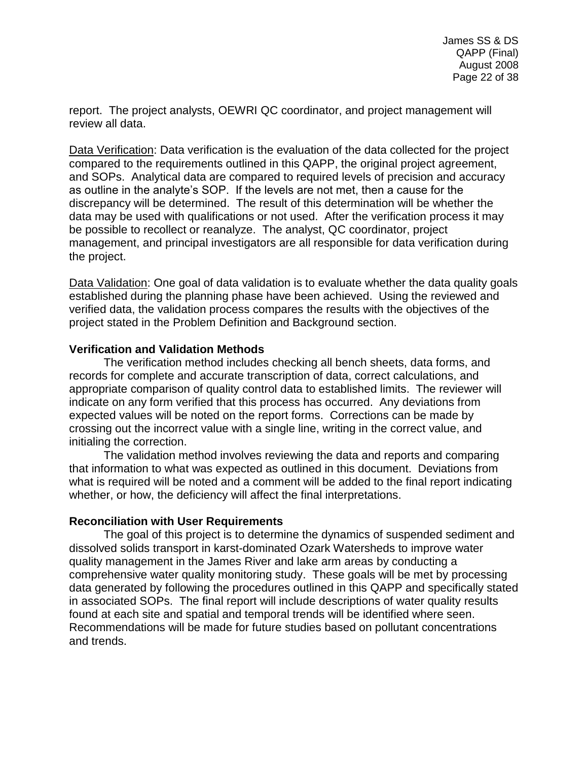report. The project analysts, OEWRI QC coordinator, and project management will review all data.

Data Verification: Data verification is the evaluation of the data collected for the project compared to the requirements outlined in this QAPP, the original project agreement, and SOPs. Analytical data are compared to required levels of precision and accuracy as outline in the analyte's SOP. If the levels are not met, then a cause for the discrepancy will be determined. The result of this determination will be whether the data may be used with qualifications or not used. After the verification process it may be possible to recollect or reanalyze. The analyst, QC coordinator, project management, and principal investigators are all responsible for data verification during the project.

Data Validation: One goal of data validation is to evaluate whether the data quality goals established during the planning phase have been achieved. Using the reviewed and verified data, the validation process compares the results with the objectives of the project stated in the Problem Definition and Background section.

**Verification and Validation Methods**

The verification method includes checking all bench sheets, data forms, and records for complete and accurate transcription of data, correct calculations, and appropriate comparison of quality control data to established limits. The reviewer will indicate on any form verified that this process has occurred. Any deviations from expected values will be noted on the report forms. Corrections can be made by crossing out the incorrect value with a single line, writing in the correct value, and initialing the correction.

The validation method involves reviewing the data and reports and comparing that information to what was expected as outlined in this document. Deviations from what is required will be noted and a comment will be added to the final report indicating whether, or how, the deficiency will affect the final interpretations.

**Reconciliation with User Requirements**

The goal of this project is to determine the dynamics of suspended sediment and dissolved solids transport in karst-dominated Ozark Watersheds to improve water quality management in the James River and lake arm areas by conducting a comprehensive water quality monitoring study. These goals will be met by processing data generated by following the procedures outlined in this QAPP and specifically stated in associated SOPs. The final report will include descriptions of water quality results found at each site and spatial and temporal trends will be identified where seen. Recommendations will be made for future studies based on pollutant concentrations and trends.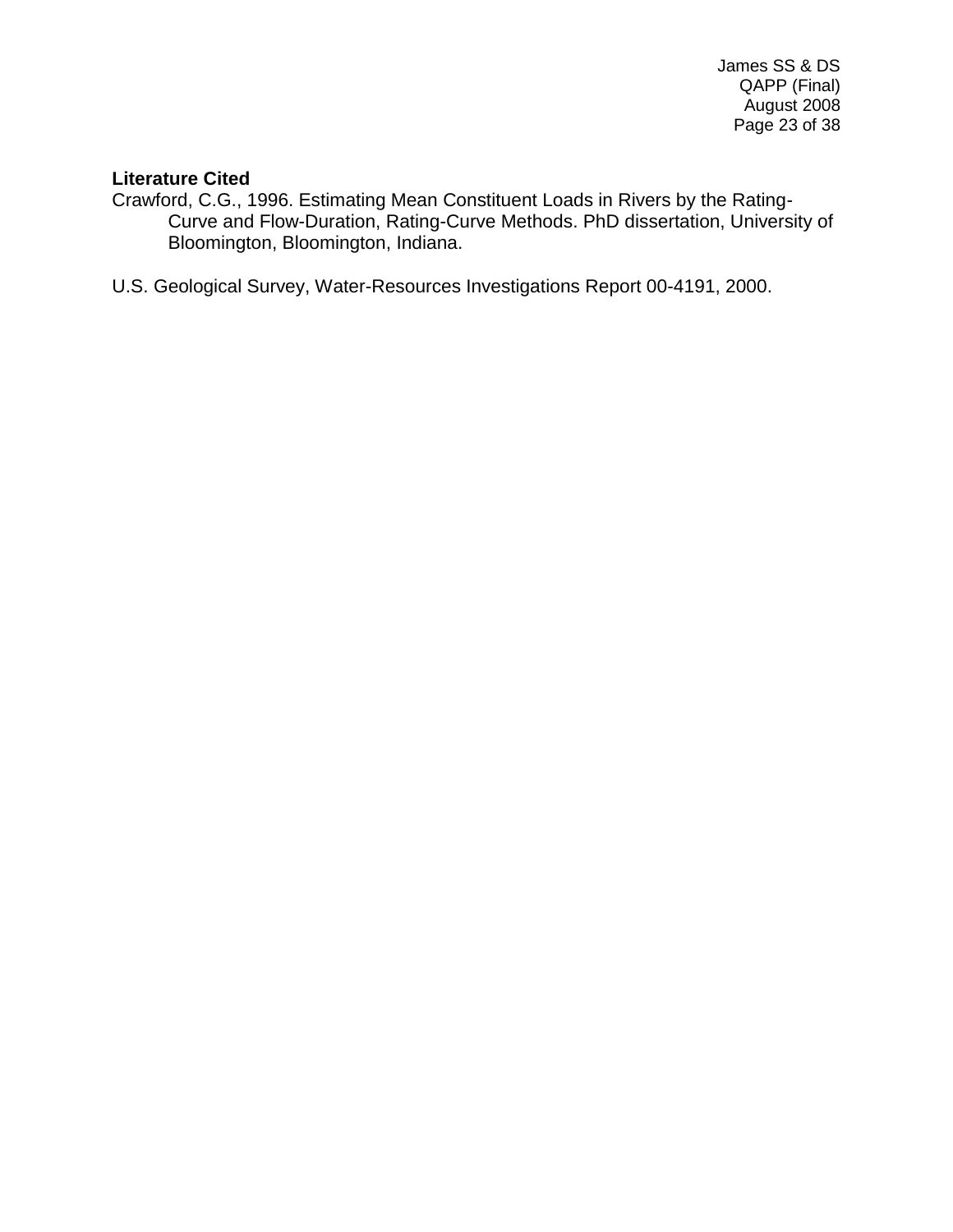**Literature Cited**

Crawford, C.G., 1996. Estimating Mean Constituent Loads in Rivers by the Rating-Curve and Flow-Duration, Rating-Curve Methods. PhD dissertation, University of Bloomington, Bloomington, Indiana.

U.S. Geological Survey, Water-Resources Investigations Report 00-4191, 2000.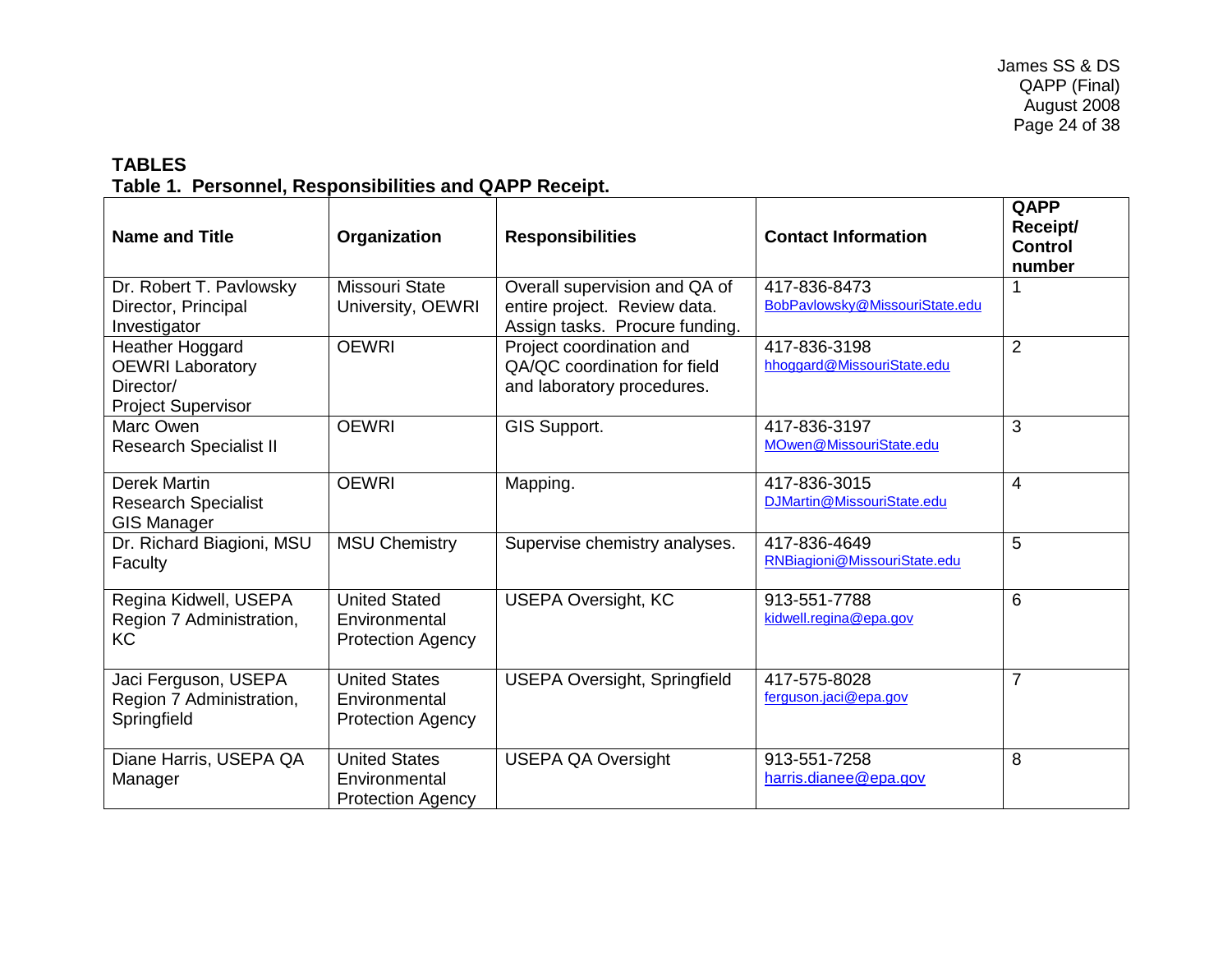## TABLES

### Table 1. Personnel, Responsibilities and QAPP Receipt.

| Name and Title | Organization | Responsibilities | Contact Information | QAPP Receipt/ Control number |
|---|---|---|---|---|
| Dr. Robert T. Pavlowsky Director, Principal Investigator | Missouri State University, OEWRI | Overall supervision and QA of entire project. Review data. Assign tasks. Procure funding. | 417-836-8473 BobPavlowsky@MissouriState.edu | 1 |
| Heather Hoggard OEWRI Laboratory Director/ Project Supervisor | OEWRI | Project coordination and QA/QC coordination for field and laboratory procedures. | 417-836-3198 hhoggard@MissouriState.edu | 2 |
| Marc Owen Research Specialist II | OEWRI | GIS Support. | 417-836-3197 MOwen@MissouriState.edu | 3 |
| Derek Martin Research Specialist GIS Manager | OEWRI | Mapping. | 417-836-3015 DJMartin@MissouriState.edu | 4 |
| Dr. Richard Biagioni, MSU Faculty | MSU Chemistry | Supervise chemistry analyses. | 417-836-4649 RNBiagioni@MissouriState.edu | 5 |
| Regina Kidwell, USEPA Region 7 Administration, KC | United Stated Environmental Protection Agency | USEPA Oversight, KC | 913-551-7788 kidwell.regina@epa.gov | 6 |
| Jaci Ferguson, USEPA Region 7 Administration, Springfield | United States Environmental Protection Agency | USEPA Oversight, Springfield | 417-575-8028 ferguson.jaci@epa.gov | 7 |
| Diane Harris, USEPA QA Manager | United States Environmental Protection Agency | USEPA QA Oversight | 913-551-7258 harris.dianee@epa.gov | 8 |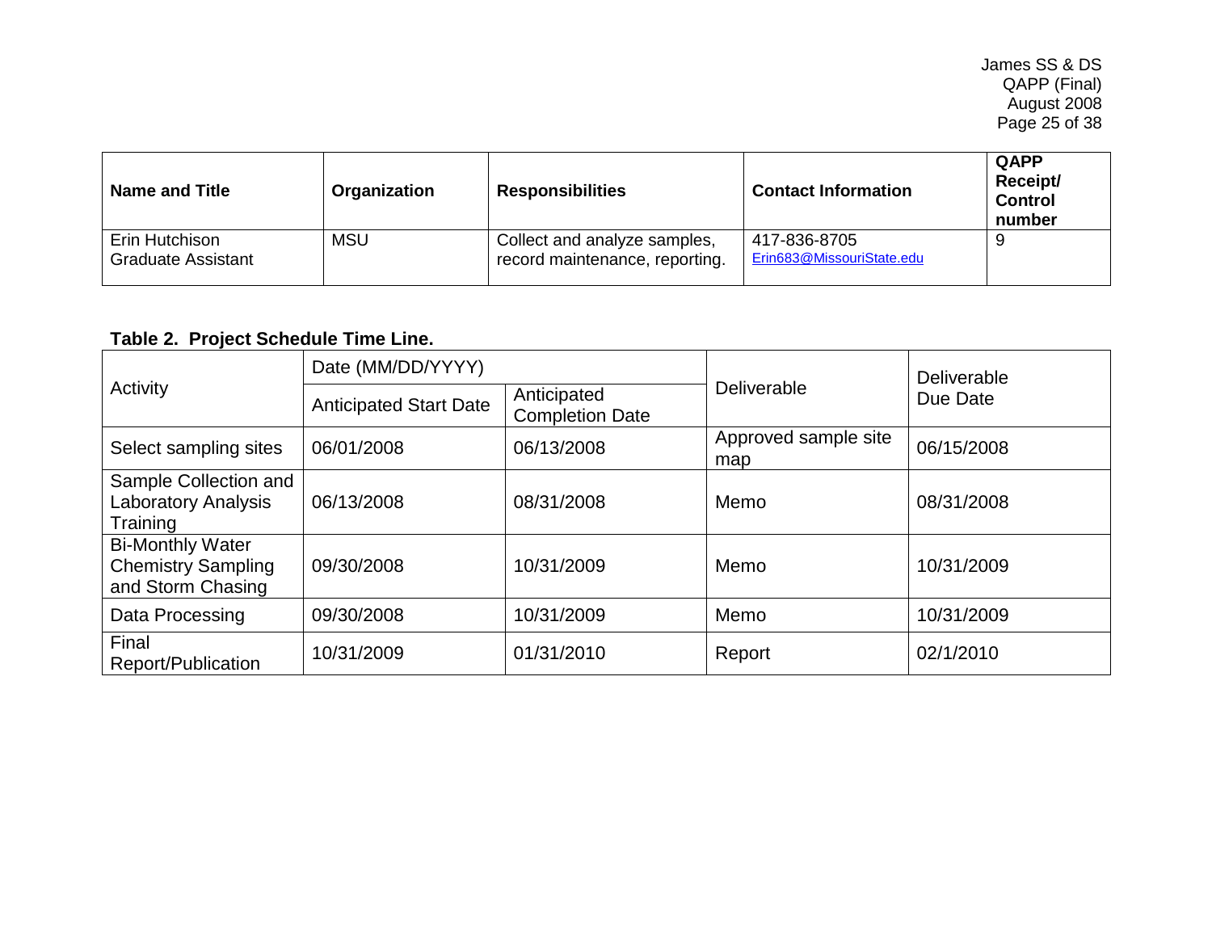| Name and Title | Organization | Responsibilities | Contact Information | QAPP Receipt/ Control number |
|---|---|---|---|---|
| Erin Hutchison Graduate Assistant | MSU | Collect and analyze samples, record maintenance, reporting. | 417-836-8705 Erin683@MissouriState.edu | 9 |

**Table 2. Project Schedule Time Line.**

| Activity | Date (MM/DD/YYYY) | | Deliverable | Deliverable Due Date |
|---|---|---|---|---|
| | Anticipated Start Date | Anticipated Completion Date | | |
| Select sampling sites | 06/01/2008 | 06/13/2008 | Approved sample site map | 06/15/2008 |
| Sample Collection and Laboratory Analysis Training | 06/13/2008 | 08/31/2008 | Memo | 08/31/2008 |
| Bi-Monthly Water Chemistry Sampling and Storm Chasing | 09/30/2008 | 10/31/2009 | Memo | 10/31/2009 |
| Data Processing | 09/30/2008 | 10/31/2009 | Memo | 10/31/2009 |
| Final Report/Publication | 10/31/2009 | 01/31/2010 | Report | 02/1/2010 |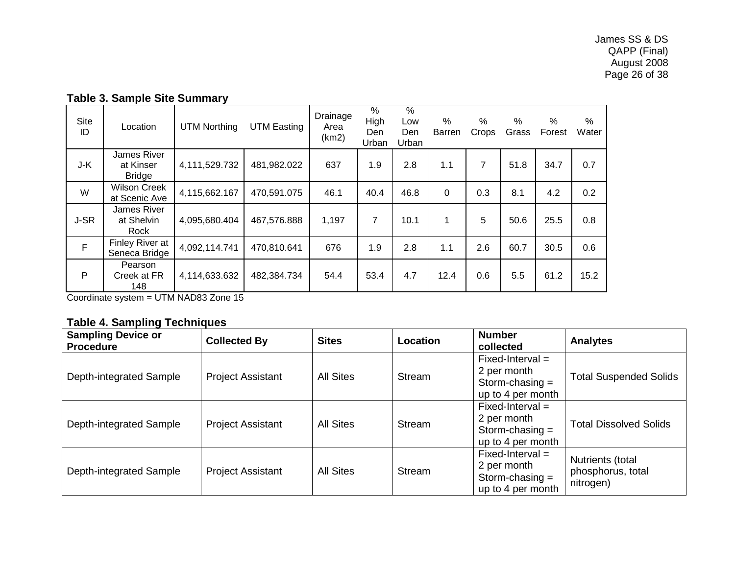**Table 3. Sample Site Summary**

| Site ID | Location | UTM Northing | UTM Easting | Drainage Area (km2) | % High Den Urban | % Low Den Urban | % Barren | % Crops | % Grass | % Forest | % Water |
|---|---|---|---|---|---|---|---|---|---|---|---|
| J-K | James River at Kinser Bridge | 4,111,529.732 | 481,982.022 | 637 | 1.9 | 2.8 | 1.1 | 7 | 51.8 | 34.7 | 0.7 |
| W | Wilson Creek at Scenic Ave | 4,115,662.167 | 470,591.075 | 46.1 | 40.4 | 46.8 | 0 | 0.3 | 8.1 | 4.2 | 0.2 |
| J-SR | James River at Shelvin Rock | 4,095,680.404 | 467,576.888 | 1,197 | 7 | 10.1 | 1 | 5 | 50.6 | 25.5 | 0.8 |
| F | Finley River at Seneca Bridge | 4,092,114.741 | 470,810.641 | 676 | 1.9 | 2.8 | 1.1 | 2.6 | 60.7 | 30.5 | 0.6 |
| P | Pearson Creek at FR 148 | 4,114,633.632 | 482,384.734 | 54.4 | 53.4 | 4.7 | 12.4 | 0.6 | 5.5 | 61.2 | 15.2 |

Coordinate system = UTM NAD83 Zone 15

**Table 4. Sampling Techniques**

| Sampling Device or Procedure | Collected By | Sites | Location | Number collected | Analytes |
|---|---|---|---|---|---|
| Depth-integrated Sample | Project Assistant | All Sites | Stream | Fixed-Interval = 2 per month Storm-chasing = up to 4 per month | Total Suspended Solids |
| Depth-integrated Sample | Project Assistant | All Sites | Stream | Fixed-Interval = 2 per month Storm-chasing = up to 4 per month | Total Dissolved Solids |
| Depth-integrated Sample | Project Assistant | All Sites | Stream | Fixed-Interval = 2 per month Storm-chasing = up to 4 per month | Nutrients (total phosphorus, total nitrogen) |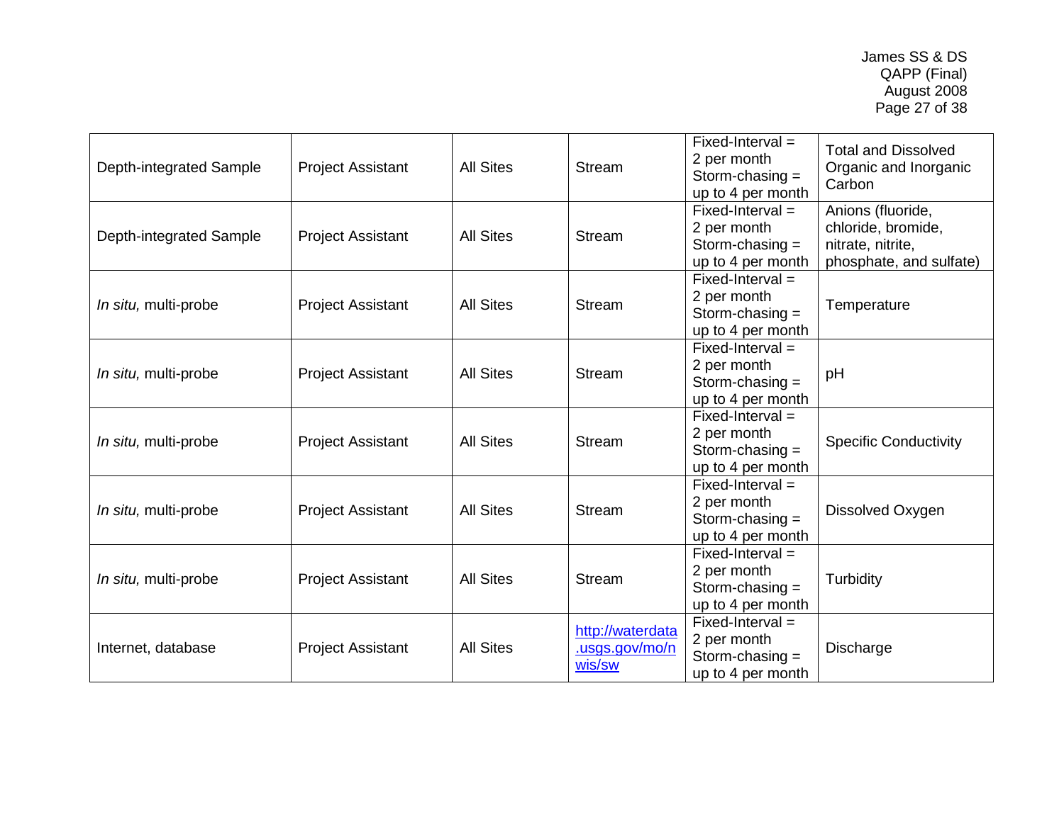| Depth-integrated Sample | Project Assistant | All Sites | Stream | Fixed-Interval = 2 per month Storm-chasing = up to 4 per month | Total and Dissolved Organic and Inorganic Carbon |
|---|---|---|---|---|---|
| Depth-integrated Sample | Project Assistant | All Sites | Stream | Fixed-Interval = 2 per month Storm-chasing = up to 4 per month | Anions (fluoride, chloride, bromide, nitrate, nitrite, phosphate, and sulfate) |
| *In situ,* multi-probe | Project Assistant | All Sites | Stream | Fixed-Interval = 2 per month Storm-chasing = up to 4 per month | Temperature |
| *In situ,* multi-probe | Project Assistant | All Sites | Stream | Fixed-Interval = 2 per month Storm-chasing = up to 4 per month | pH |
| *In situ,* multi-probe | Project Assistant | All Sites | Stream | Fixed-Interval = 2 per month Storm-chasing = up to 4 per month | Specific Conductivity |
| *In situ,* multi-probe | Project Assistant | All Sites | Stream | Fixed-Interval = 2 per month Storm-chasing = up to 4 per month | Dissolved Oxygen |
| *In situ,* multi-probe | Project Assistant | All Sites | Stream | Fixed-Interval = 2 per month Storm-chasing = up to 4 per month | Turbidity |
| Internet, database | Project Assistant | All Sites | http://waterdata.usgs.gov/mo/nwis/sw | Fixed-Interval = 2 per month Storm-chasing = up to 4 per month | Discharge |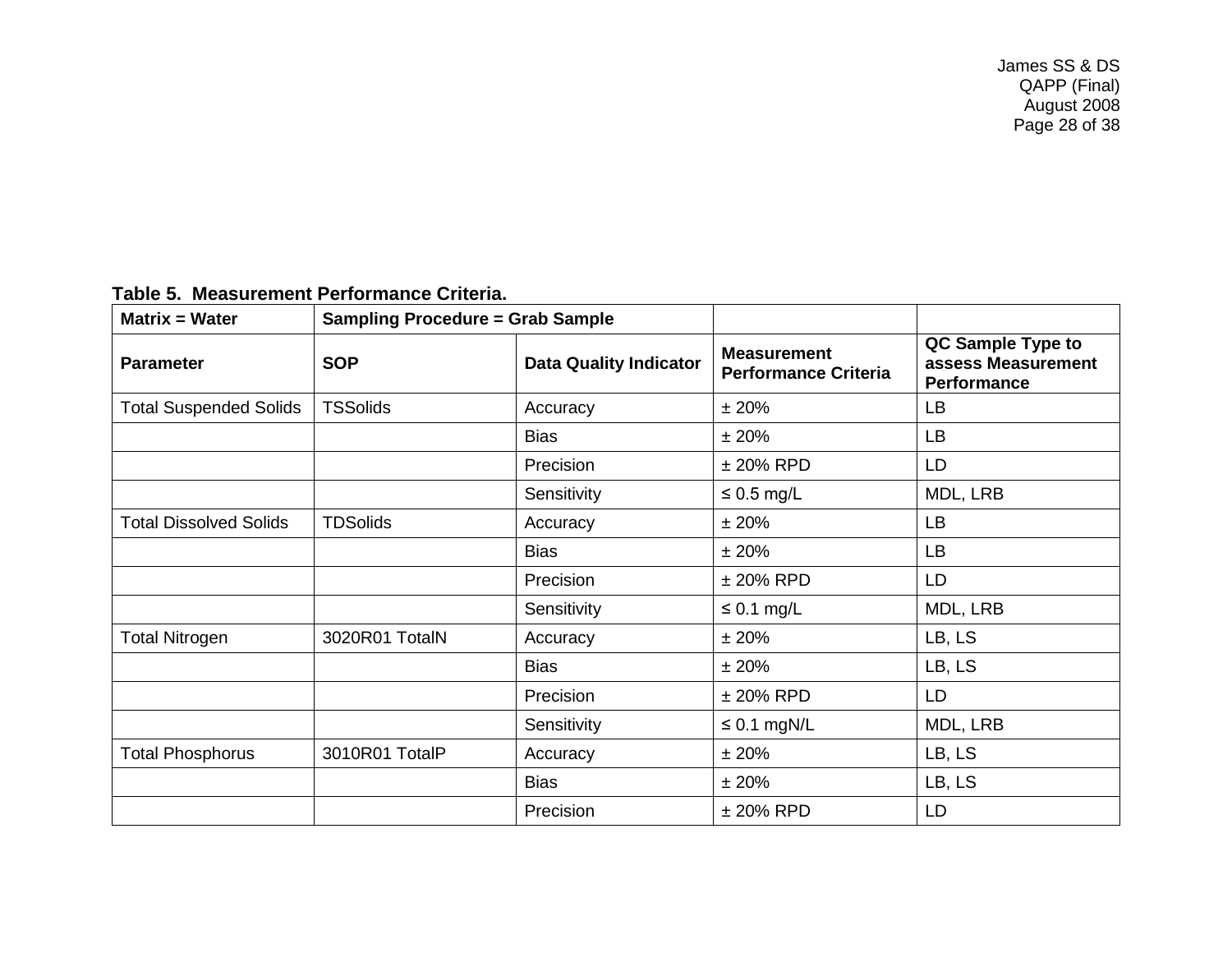**Table 5. Measurement Performance Criteria.**

| Matrix = Water | Sampling Procedure = Grab Sample | | | |
|---|---|---|---|---|
| **Parameter** | **SOP** | **Data Quality Indicator** | **Measurement Performance Criteria** | **QC Sample Type to assess Measurement Performance** |
| Total Suspended Solids | TSSolids | Accuracy | ± 20% | LB |
| | | Bias | ± 20% | LB |
| | | Precision | ± 20% RPD | LD |
| | | Sensitivity | ≤ 0.5 mg/L | MDL, LRB |
| Total Dissolved Solids | TDSolids | Accuracy | ± 20% | LB |
| | | Bias | ± 20% | LB |
| | | Precision | ± 20% RPD | LD |
| | | Sensitivity | ≤ 0.1 mg/L | MDL, LRB |
| Total Nitrogen | 3020R01 TotalN | Accuracy | ± 20% | LB, LS |
| | | Bias | ± 20% | LB, LS |
| | | Precision | ± 20% RPD | LD |
| | | Sensitivity | ≤ 0.1 mgN/L | MDL, LRB |
| Total Phosphorus | 3010R01 TotalP | Accuracy | ± 20% | LB, LS |
| | | Bias | ± 20% | LB, LS |
| | | Precision | ± 20% RPD | LD |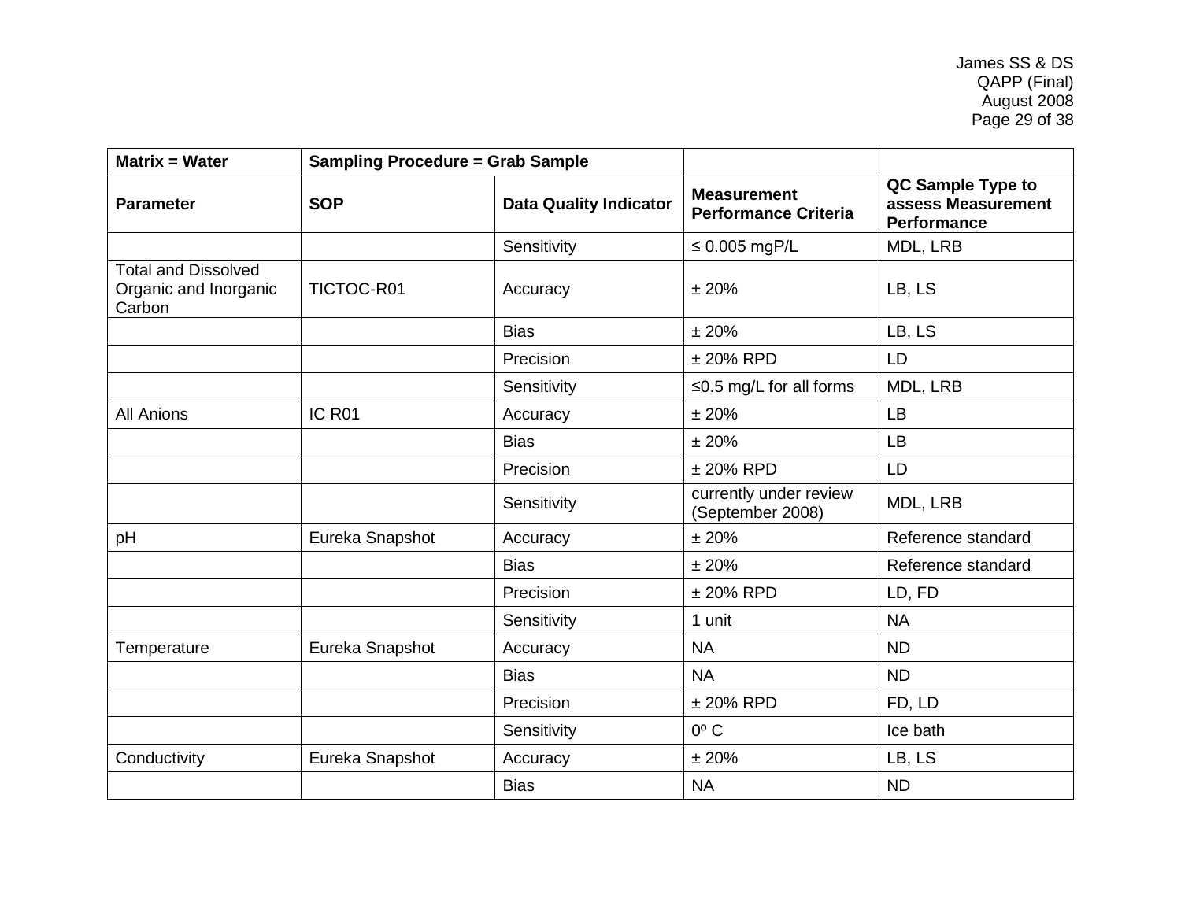| Matrix = Water | Sampling Procedure = Grab Sample | | | |
|---|---|---|---|---|
| **Parameter** | **SOP** | **Data Quality Indicator** | **Measurement Performance Criteria** | **QC Sample Type to assess Measurement Performance** |
| | | Sensitivity | ≤ 0.005 mgP/L | MDL, LRB |
| Total and Dissolved Organic and Inorganic Carbon | TICTOC-R01 | Accuracy | ± 20% | LB, LS |
| | | Bias | ± 20% | LB, LS |
| | | Precision | ± 20% RPD | LD |
| | | Sensitivity | ≤0.5 mg/L for all forms | MDL, LRB |
| All Anions | IC R01 | Accuracy | ± 20% | LB |
| | | Bias | ± 20% | LB |
| | | Precision | ± 20% RPD | LD |
| | | Sensitivity | currently under review (September 2008) | MDL, LRB |
| pH | Eureka Snapshot | Accuracy | ± 20% | Reference standard |
| | | Bias | ± 20% | Reference standard |
| | | Precision | ± 20% RPD | LD, FD |
| | | Sensitivity | 1 unit | NA |
| Temperature | Eureka Snapshot | Accuracy | NA | ND |
| | | Bias | NA | ND |
| | | Precision | ± 20% RPD | FD, LD |
| | | Sensitivity | 0º C | Ice bath |
| Conductivity | Eureka Snapshot | Accuracy | ± 20% | LB, LS |
| | | Bias | NA | ND |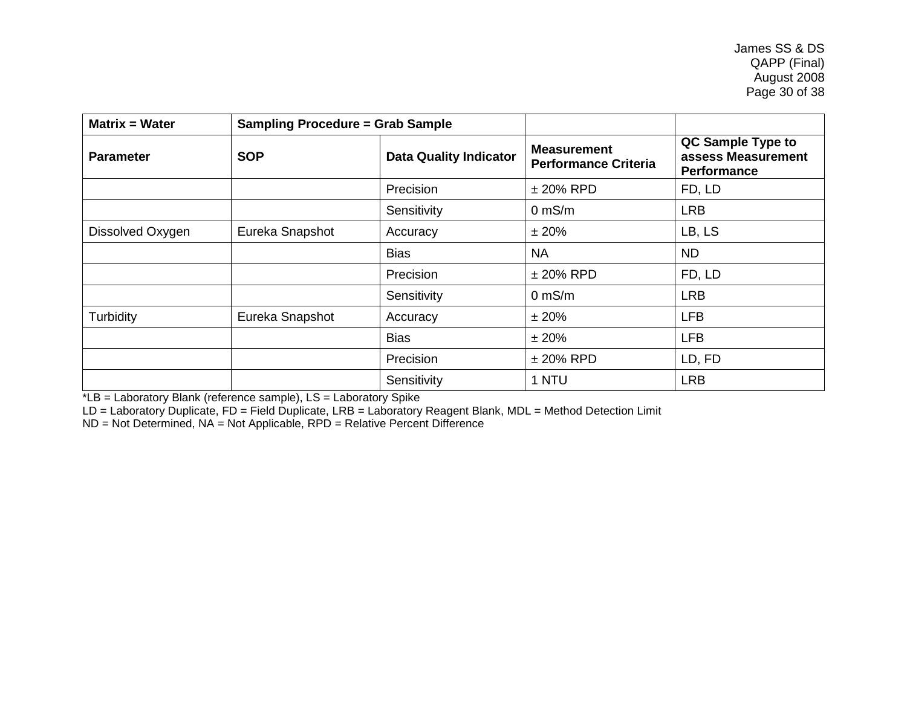| Matrix = Water | Sampling Procedure = Grab Sample | | | |
|---|---|---|---|---|
| **Parameter** | **SOP** | **Data Quality Indicator** | **Measurement Performance Criteria** | **QC Sample Type to assess Measurement Performance** |
| | | Precision | ± 20% RPD | FD, LD |
| | | Sensitivity | 0 mS/m | LRB |
| Dissolved Oxygen | Eureka Snapshot | Accuracy | ± 20% | LB, LS |
| | | Bias | NA | ND |
| | | Precision | ± 20% RPD | FD, LD |
| | | Sensitivity | 0 mS/m | LRB |
| Turbidity | Eureka Snapshot | Accuracy | ± 20% | LFB |
| | | Bias | ± 20% | LFB |
| | | Precision | ± 20% RPD | LD, FD |
| | | Sensitivity | 1 NTU | LRB |

*LB = Laboratory Blank (reference sample), LS = Laboratory Spike
LD = Laboratory Duplicate, FD = Field Duplicate, LRB = Laboratory Reagent Blank, MDL = Method Detection Limit
ND = Not Determined, NA = Not Applicable, RPD = Relative Percent Difference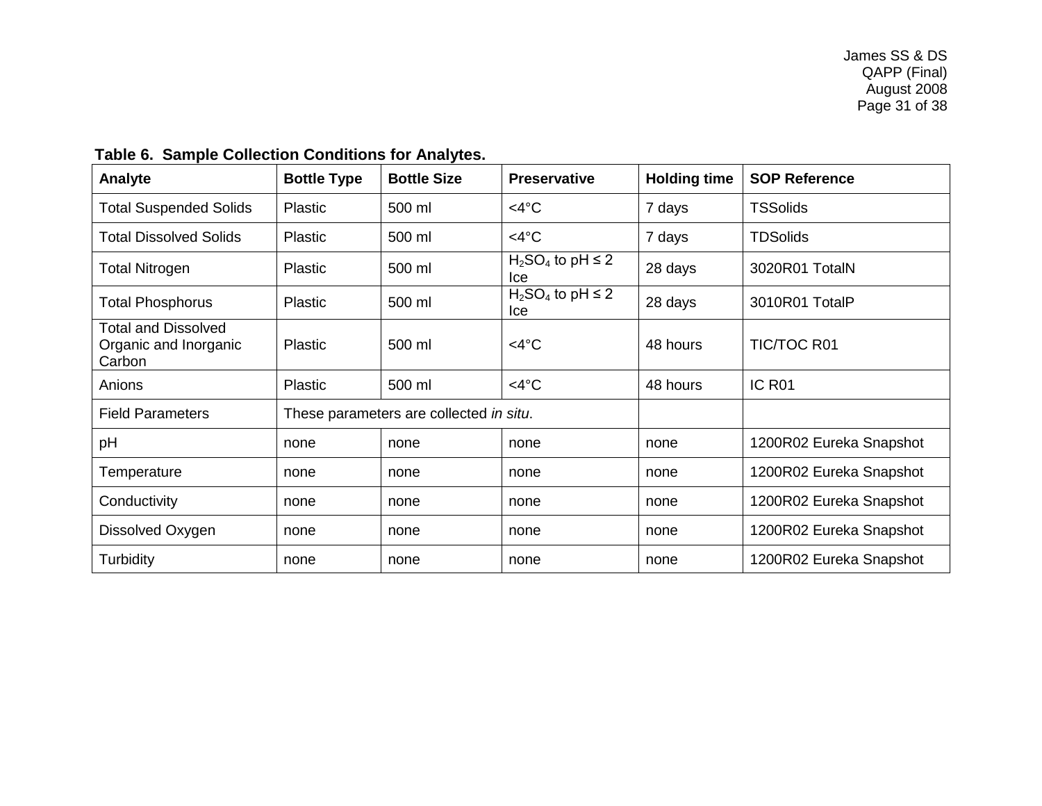**Table 6. Sample Collection Conditions for Analytes.**

| Analyte | Bottle Type | Bottle Size | Preservative | Holding time | SOP Reference |
|---|---|---|---|---|---|
| Total Suspended Solids | Plastic | 500 ml | <4°C | 7 days | TSSolids |
| Total Dissolved Solids | Plastic | 500 ml | <4°C | 7 days | TDSolids |
| Total Nitrogen | Plastic | 500 ml | $H_2SO_4$ to pH ≤ 2 Ice | 28 days | 3020R01 TotalN |
| Total Phosphorus | Plastic | 500 ml | $H_2SO_4$ to pH ≤ 2 Ice | 28 days | 3010R01 TotalP |
| Total and Dissolved Organic and Inorganic Carbon | Plastic | 500 ml | <4°C | 48 hours | TIC/TOC R01 |
| Anions | Plastic | 500 ml | <4°C | 48 hours | IC R01 |
| Field Parameters | These parameters are collected *in situ*. | | | | |
| pH | none | none | none | none | 1200R02 Eureka Snapshot |
| Temperature | none | none | none | none | 1200R02 Eureka Snapshot |
| Conductivity | none | none | none | none | 1200R02 Eureka Snapshot |
| Dissolved Oxygen | none | none | none | none | 1200R02 Eureka Snapshot |
| Turbidity | none | none | none | none | 1200R02 Eureka Snapshot |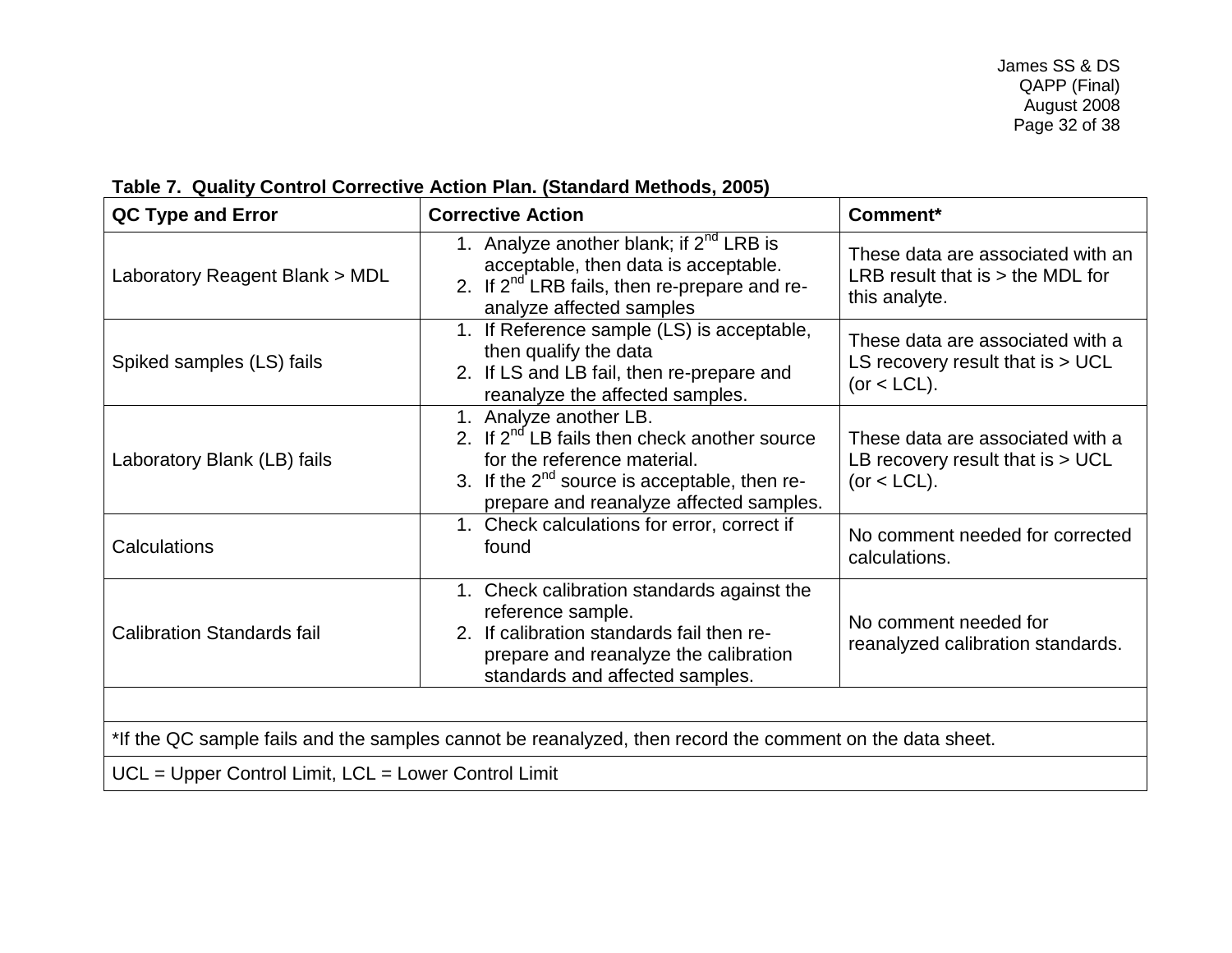**Table 7. Quality Control Corrective Action Plan. (Standard Methods, 2005)**

| QC Type and Error | Corrective Action | Comment* |
|---|---|---|
| Laboratory Reagent Blank > MDL | 1. Analyze another blank; if 2nd LRB is acceptable, then data is acceptable.<br>2. If 2nd LRB fails, then re-prepare and re-analyze affected samples | These data are associated with an LRB result that is > the MDL for this analyte. |
| Spiked samples (LS) fails | 1. If Reference sample (LS) is acceptable, then qualify the data<br>2. If LS and LB fail, then re-prepare and reanalyze the affected samples. | These data are associated with a LS recovery result that is > UCL (or < LCL). |
| Laboratory Blank (LB) fails | 1. Analyze another LB.<br>2. If 2nd LB fails then check another source for the reference material.<br>3. If the 2nd source is acceptable, then re-prepare and reanalyze affected samples. | These data are associated with a LB recovery result that is > UCL (or < LCL). |
| Calculations | 1. Check calculations for error, correct if found | No comment needed for corrected calculations. |
| Calibration Standards fail | 1. Check calibration standards against the reference sample.<br>2. If calibration standards fail then re-prepare and reanalyze the calibration standards and affected samples. | No comment needed for reanalyzed calibration standards. |
| | | |
| *If the QC sample fails and the samples cannot be reanalyzed, then record the comment on the data sheet. | | |
| UCL = Upper Control Limit, LCL = Lower Control Limit | | |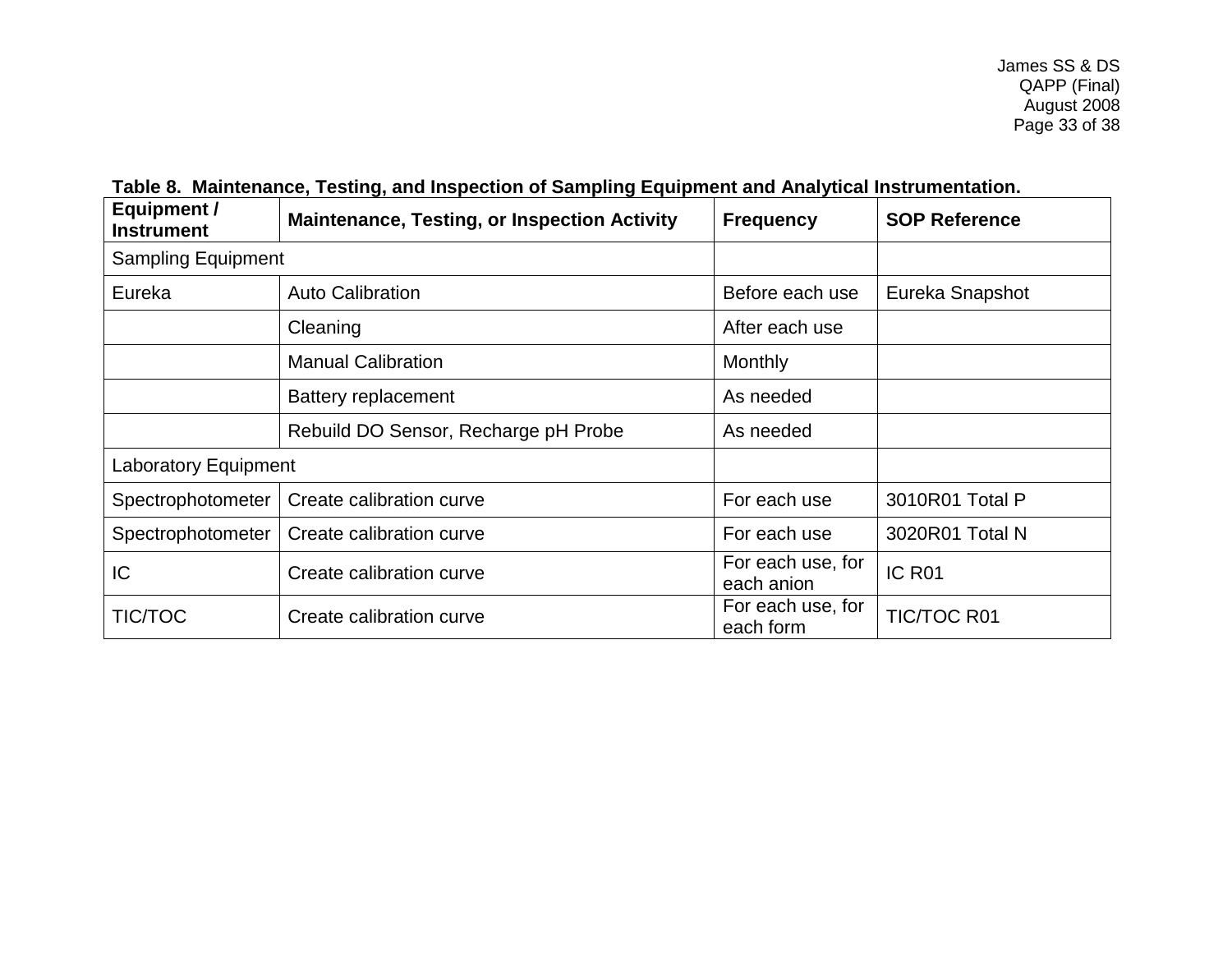**Table 8. Maintenance, Testing, and Inspection of Sampling Equipment and Analytical Instrumentation.**

| Equipment / Instrument | Maintenance, Testing, or Inspection Activity | Frequency | SOP Reference |
|---|---|---|---|
| Sampling Equipment | | | |
| Eureka | Auto Calibration | Before each use | Eureka Snapshot |
| | Cleaning | After each use | |
| | Manual Calibration | Monthly | |
| | Battery replacement | As needed | |
| | Rebuild DO Sensor, Recharge pH Probe | As needed | |
| Laboratory Equipment | | | |
| Spectrophotometer | Create calibration curve | For each use | 3010R01 Total P |
| Spectrophotometer | Create calibration curve | For each use | 3020R01 Total N |
| IC | Create calibration curve | For each use, for each anion | IC R01 |
| TIC/TOC | Create calibration curve | For each use, for each form | TIC/TOC R01 |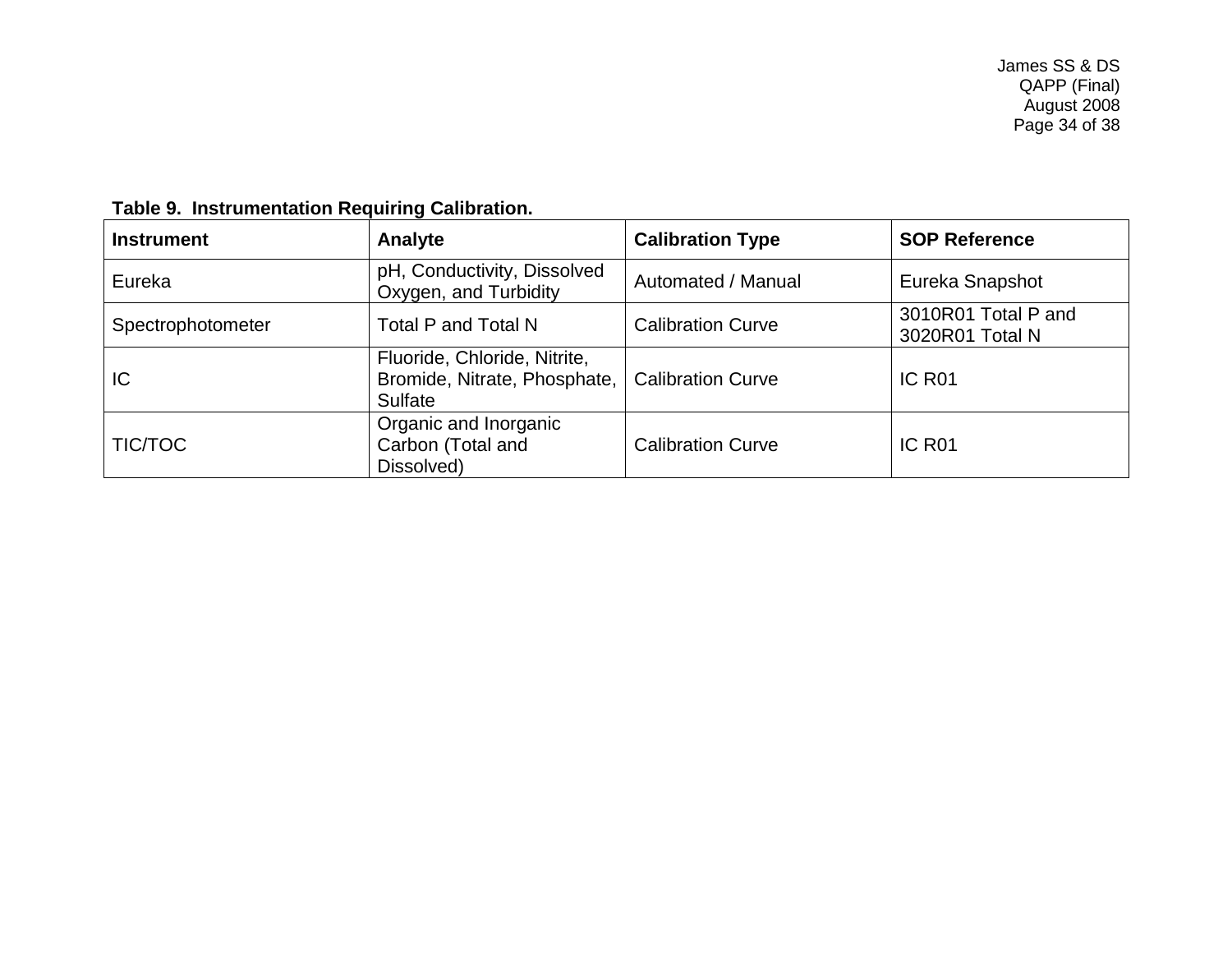**Table 9. Instrumentation Requiring Calibration.**

| Instrument | Analyte | Calibration Type | SOP Reference |
|---|---|---|---|
| Eureka | pH, Conductivity, Dissolved Oxygen, and Turbidity | Automated / Manual | Eureka Snapshot |
| Spectrophotometer | Total P and Total N | Calibration Curve | 3010R01 Total P and 3020R01 Total N |
| IC | Fluoride, Chloride, Nitrite, Bromide, Nitrate, Phosphate, Sulfate | Calibration Curve | IC R01 |
| TIC/TOC | Organic and Inorganic Carbon (Total and Dissolved) | Calibration Curve | IC R01 |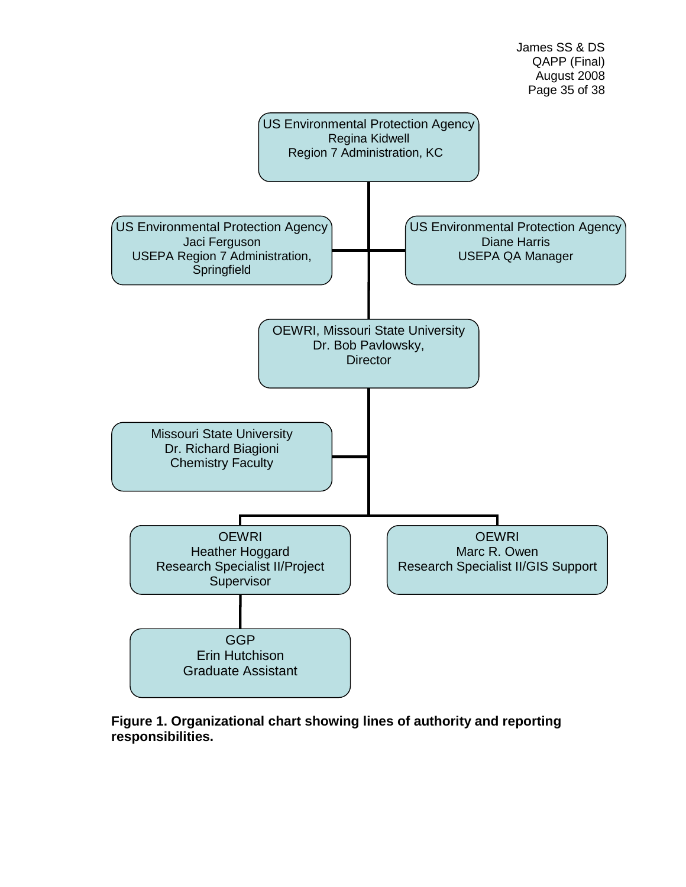US Environmental Protection Agency
Regina Kidwell
Region 7 Administration, KC

US Environmental Protection Agency
Jaci Ferguson
USEPA Region 7 Administration, Springfield

US Environmental Protection Agency
Diane Harris
USEPA QA Manager

OEWRI, Missouri State University
Dr. Bob Pavlowsky,
Director

Missouri State University
Dr. Richard Biagioni
Chemistry Faculty

OEWRI
Heather Hoggard
Research Specialist II/Project Supervisor

OEWRI
Marc R. Owen
Research Specialist II/GIS Support

GGP
Erin Hutchison
Graduate Assistant

**Figure 1. Organizational chart showing lines of authority and reporting responsibilities.**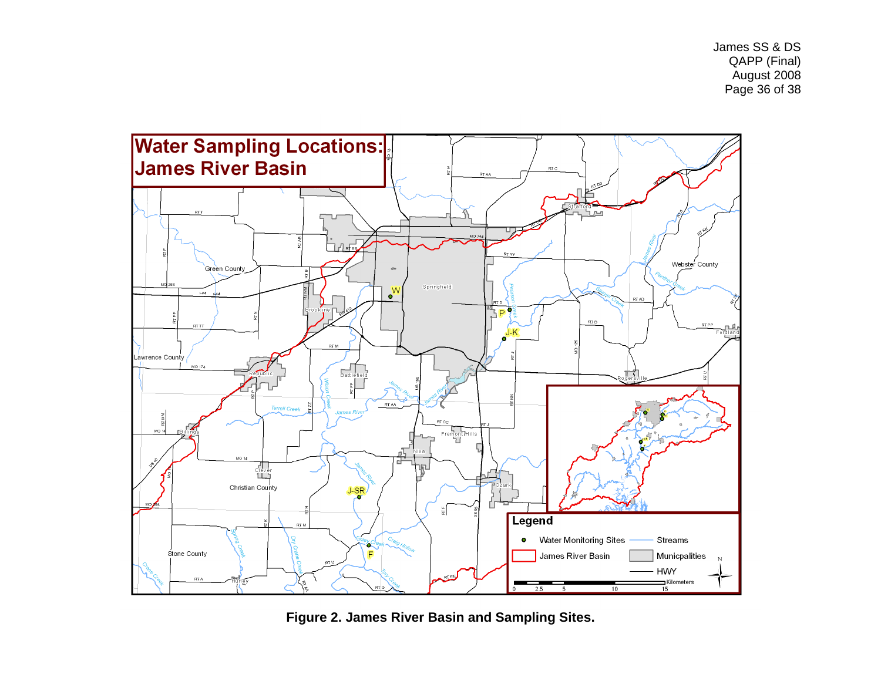**Figure 2. James River Basin and Sampling Sites.**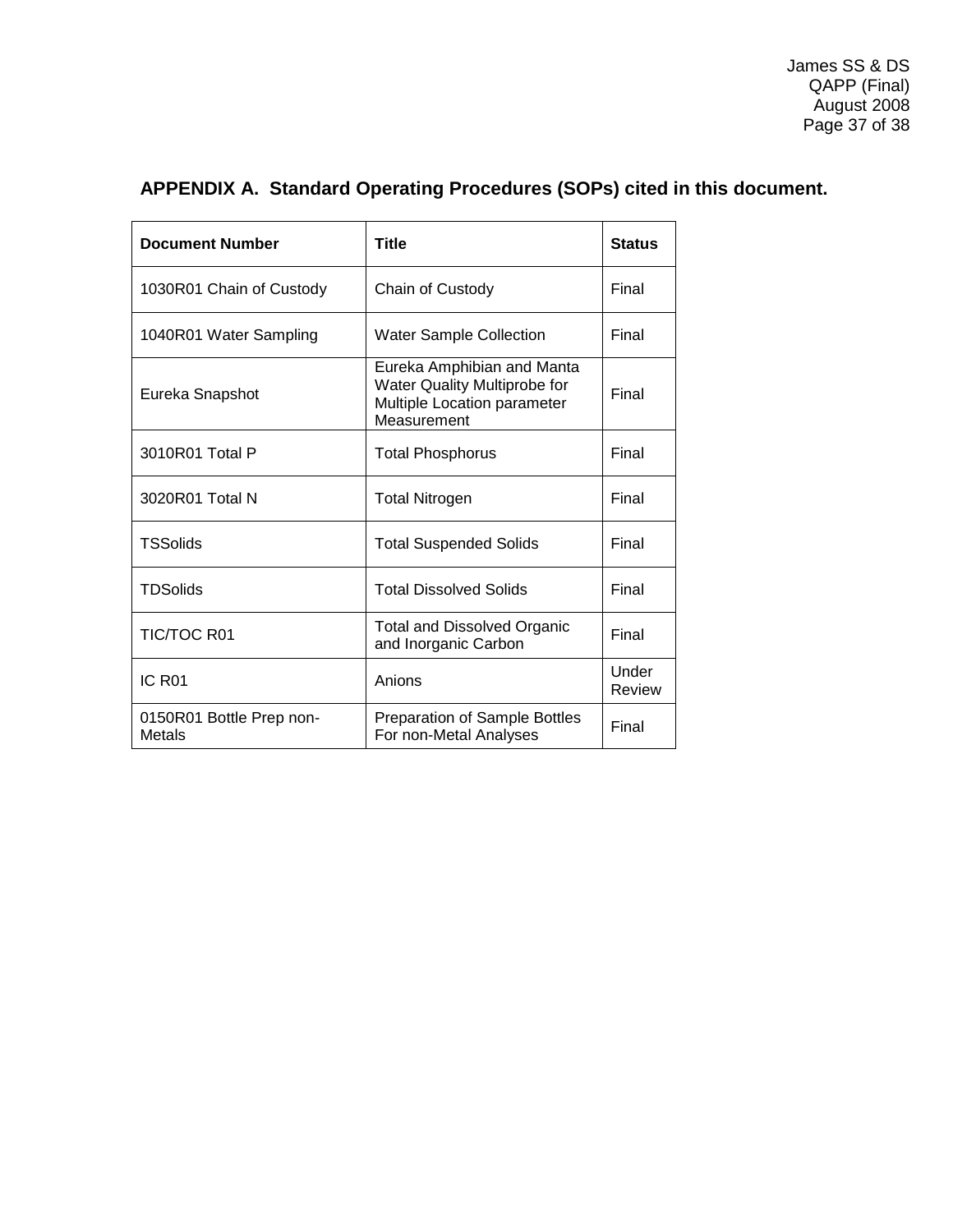## APPENDIX A. Standard Operating Procedures (SOPs) cited in this document.

| Document Number | Title | Status |
|---|---|---|
| 1030R01 Chain of Custody | Chain of Custody | Final |
| 1040R01 Water Sampling | Water Sample Collection | Final |
| Eureka Snapshot | Eureka Amphibian and Manta Water Quality Multiprobe for Multiple Location parameter Measurement | Final |
| 3010R01 Total P | Total Phosphorus | Final |
| 3020R01 Total N | Total Nitrogen | Final |
| TSSolids | Total Suspended Solids | Final |
| TDSolids | Total Dissolved Solids | Final |
| TIC/TOC R01 | Total and Dissolved Organic and Inorganic Carbon | Final |
| IC R01 | Anions | Under Review |
| 0150R01 Bottle Prep non-Metals | Preparation of Sample Bottles For non-Metal Analyses | Final |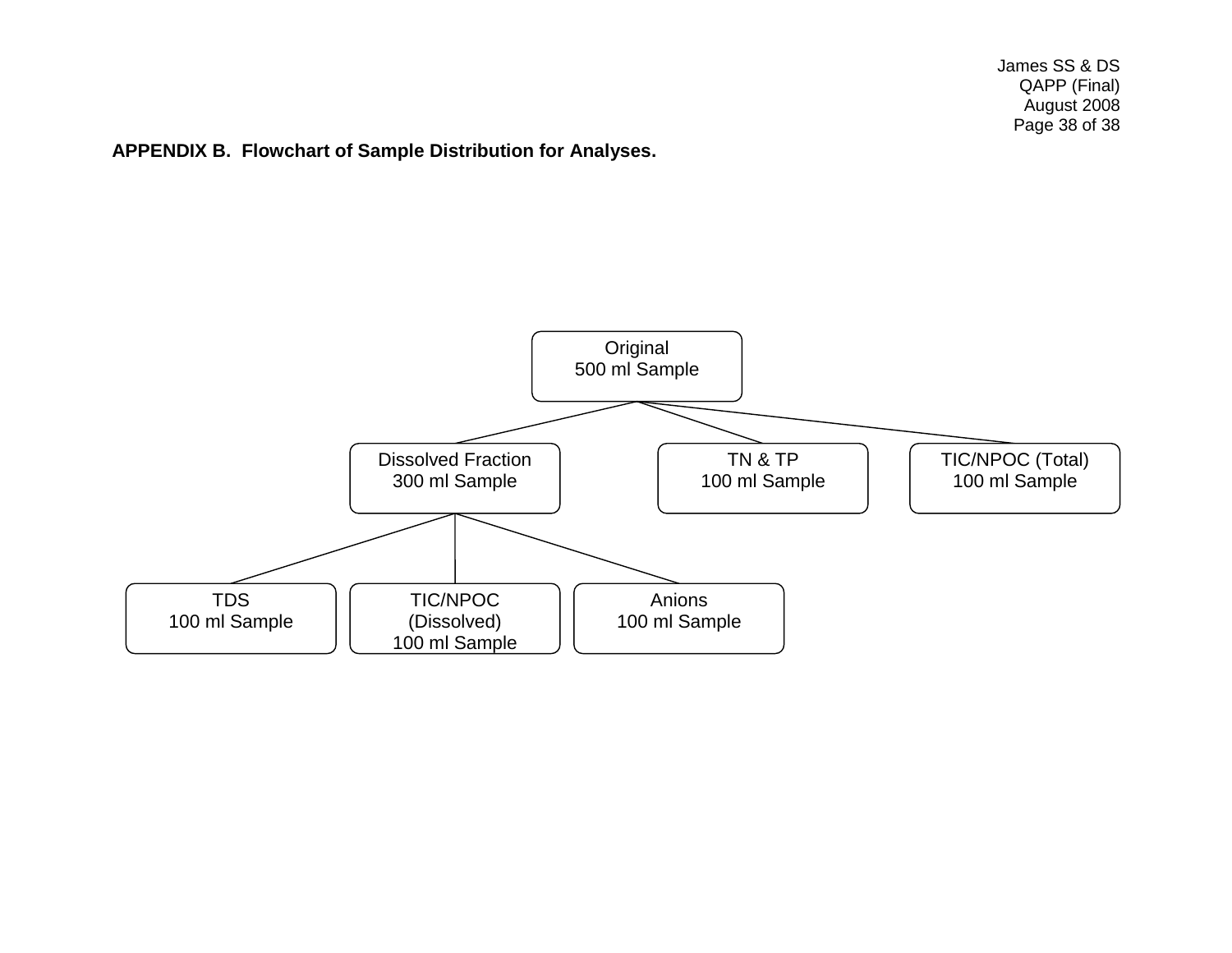**APPENDIX B. Flowchart of Sample Distribution for Analyses.**

Original
500 ml Sample

Dissolved Fraction
300 ml Sample

TN & TP
100 ml Sample

TIC/NPOC (Total)
100 ml Sample

TDS
100 ml Sample

TIC/NPOC
(Dissolved)
100 ml Sample

Anions
100 ml Sample